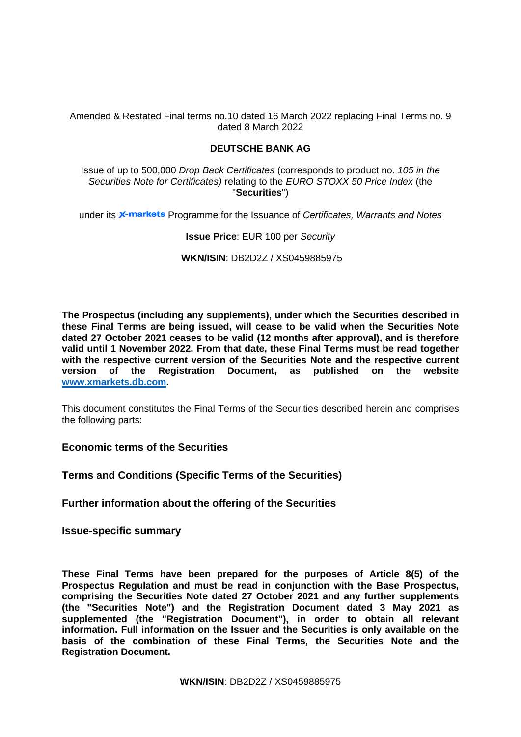Amended & Restated Final terms no.10 dated 16 March 2022 replacing Final Terms no. 9 dated 8 March 2022

**DEUTSCHE BANK AG**

Issue of up to 500,000 *Drop Back Certificates* (corresponds to product no. *105 in the Securities Note for Certificates)* relating to the *EURO STOXX 50 Price Index* (the "**Securities**")

under its X-markets Programme for the Issuance of *Certificates, Warrants and Notes*

**Issue Price**: EUR 100 per *Security*

**WKN/ISIN**: DB2D2Z / XS0459885975

**The Prospectus (including any supplements), under which the Securities described in these Final Terms are being issued, will cease to be valid when the Securities Note dated 27 October 2021 ceases to be valid (12 months after approval), and is therefore valid until 1 November 2022. From that date, these Final Terms must be read together with the respective current version of the Securities Note and the respective current version of the Registration Document, as published on the website [www.xmarkets.db.com](www.xmarkets.db.com).**

This document constitutes the Final Terms of the Securities described herein and comprises the following parts:

**Economic terms of the Securities**

**Terms and Conditions (Specific Terms of the Securities)**

**Further information about the offering of the Securities**

**Issue-specific summary**

**These Final Terms have been prepared for the purposes of Article 8(5) of the Prospectus Regulation and must be read in conjunction with the Base Prospectus, comprising the Securities Note dated 27 October 2021 and any further supplements (the "Securities Note") and the Registration Document dated 3 May 2021 as supplemented (the "Registration Document"), in order to obtain all relevant information. Full information on the Issuer and the Securities is only available on the basis of the combination of these Final Terms, the Securities Note and the Registration Document.**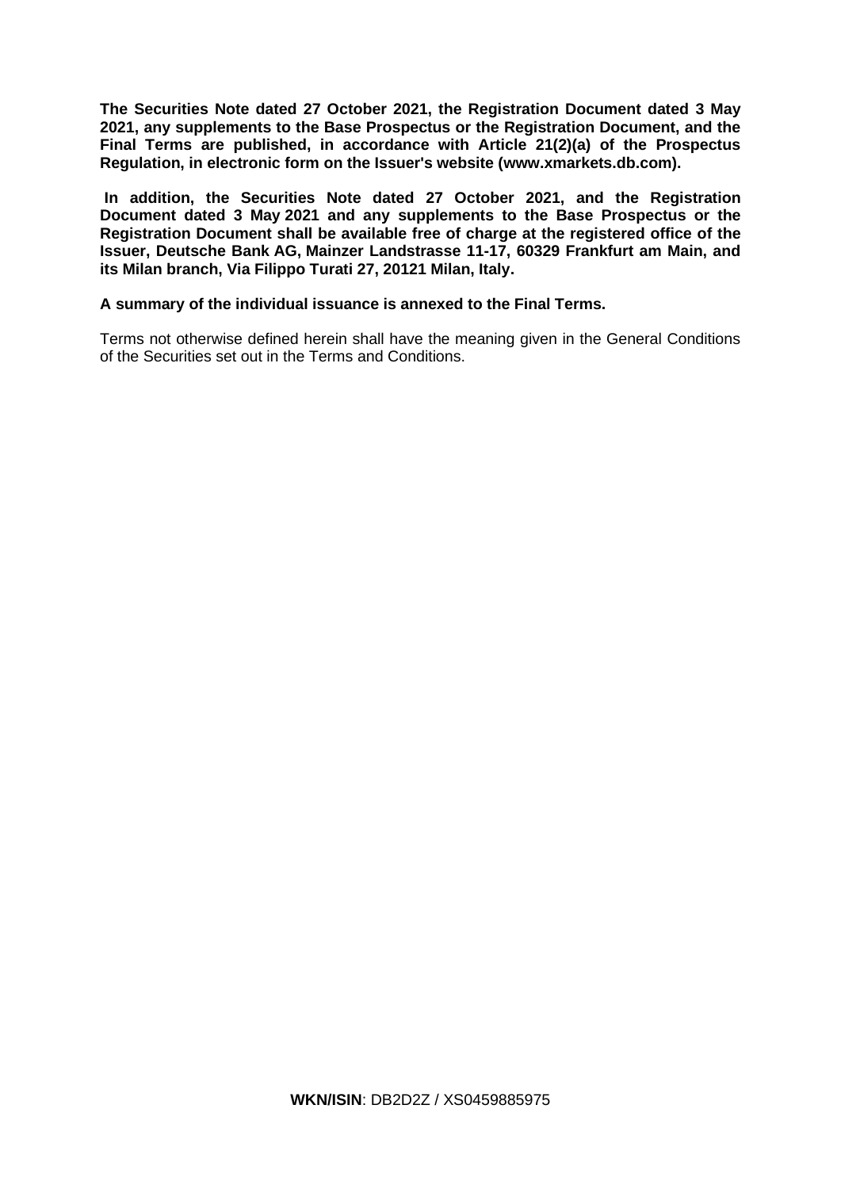**The Securities Note dated 27 October 2021, the Registration Document dated 3 May 2021, any supplements to the Base Prospectus or the Registration Document, and the Final Terms are published, in accordance with Article 21(2)(a) of the Prospectus Regulation, in electronic form on the Issuer's website (www.xmarkets.db.com).**

**In addition, the Securities Note dated 27 October 2021, and the Registration Document dated 3 May 2021 and any supplements to the Base Prospectus or the Registration Document shall be available free of charge at the registered office of the Issuer, Deutsche Bank AG, Mainzer Landstrasse 11-17, 60329 Frankfurt am Main, and its Milan branch, Via Filippo Turati 27, 20121 Milan, Italy.**

**A summary of the individual issuance is annexed to the Final Terms.**

Terms not otherwise defined herein shall have the meaning given in the General Conditions of the Securities set out in the Terms and Conditions.

**WKN/ISIN**: DB2D2Z / XS0459885975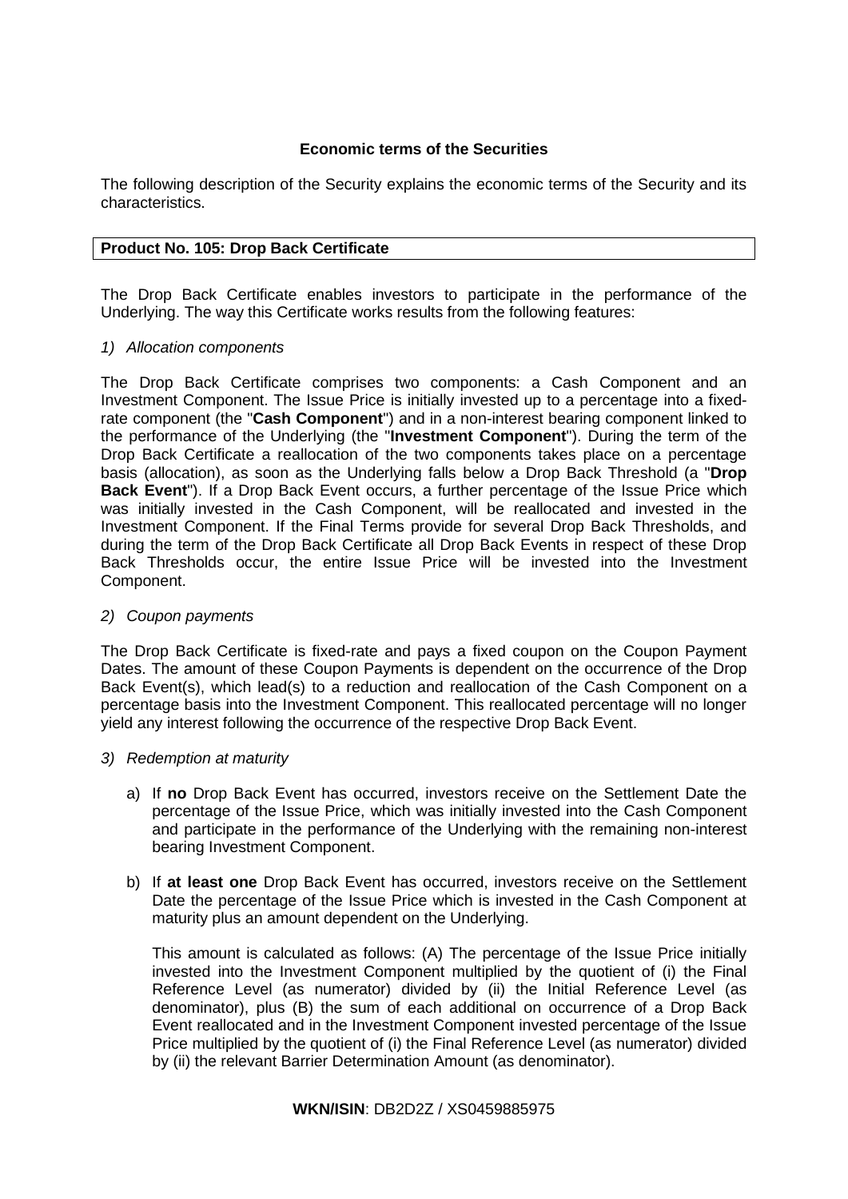**Economic terms of the Securities**

The following description of the Security explains the economic terms of the Security and its characteristics.

| **Product No. 105: Drop Back Certificate** |
|---|

The Drop Back Certificate enables investors to participate in the performance of the Underlying. The way this Certificate works results from the following features:

1) *Allocation components*

The Drop Back Certificate comprises two components: a Cash Component and an Investment Component. The Issue Price is initially invested up to a percentage into a fixed-rate component (the "**Cash Component**") and in a non-interest bearing component linked to the performance of the Underlying (the "**Investment Component**"). During the term of the Drop Back Certificate a reallocation of the two components takes place on a percentage basis (allocation), as soon as the Underlying falls below a Drop Back Threshold (a "**Drop Back Event**"). If a Drop Back Event occurs, a further percentage of the Issue Price which was initially invested in the Cash Component, will be reallocated and invested in the Investment Component. If the Final Terms provide for several Drop Back Thresholds, and during the term of the Drop Back Certificate all Drop Back Events in respect of these Drop Back Thresholds occur, the entire Issue Price will be invested into the Investment Component.

2) *Coupon payments*

The Drop Back Certificate is fixed-rate and pays a fixed coupon on the Coupon Payment Dates. The amount of these Coupon Payments is dependent on the occurrence of the Drop Back Event(s), which lead(s) to a reduction and reallocation of the Cash Component on a percentage basis into the Investment Component. This reallocated percentage will no longer yield any interest following the occurrence of the respective Drop Back Event.

3) *Redemption at maturity*

a) If **no** Drop Back Event has occurred, investors receive on the Settlement Date the percentage of the Issue Price, which was initially invested into the Cash Component and participate in the performance of the Underlying with the remaining non-interest bearing Investment Component.

b) If **at least one** Drop Back Event has occurred, investors receive on the Settlement Date the percentage of the Issue Price which is invested in the Cash Component at maturity plus an amount dependent on the Underlying.

   This amount is calculated as follows: (A) The percentage of the Issue Price initially invested into the Investment Component multiplied by the quotient of (i) the Final Reference Level (as numerator) divided by (ii) the Initial Reference Level (as denominator), plus (B) the sum of each additional on occurrence of a Drop Back Event reallocated and in the Investment Component invested percentage of the Issue Price multiplied by the quotient of (i) the Final Reference Level (as numerator) divided by (ii) the relevant Barrier Determination Amount (as denominator).

**WKN/ISIN**: DB2D2Z / XS0459885975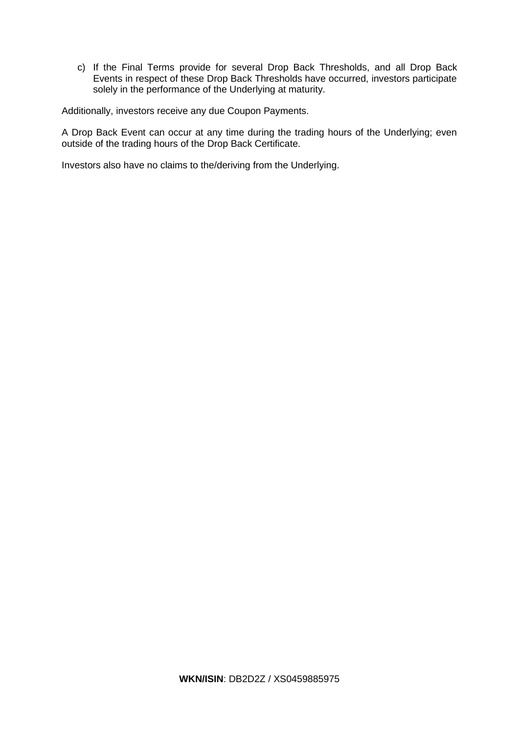c) If the Final Terms provide for several Drop Back Thresholds, and all Drop Back Events in respect of these Drop Back Thresholds have occurred, investors participate solely in the performance of the Underlying at maturity.

Additionally, investors receive any due Coupon Payments.

A Drop Back Event can occur at any time during the trading hours of the Underlying; even outside of the trading hours of the Drop Back Certificate.

Investors also have no claims to the/deriving from the Underlying.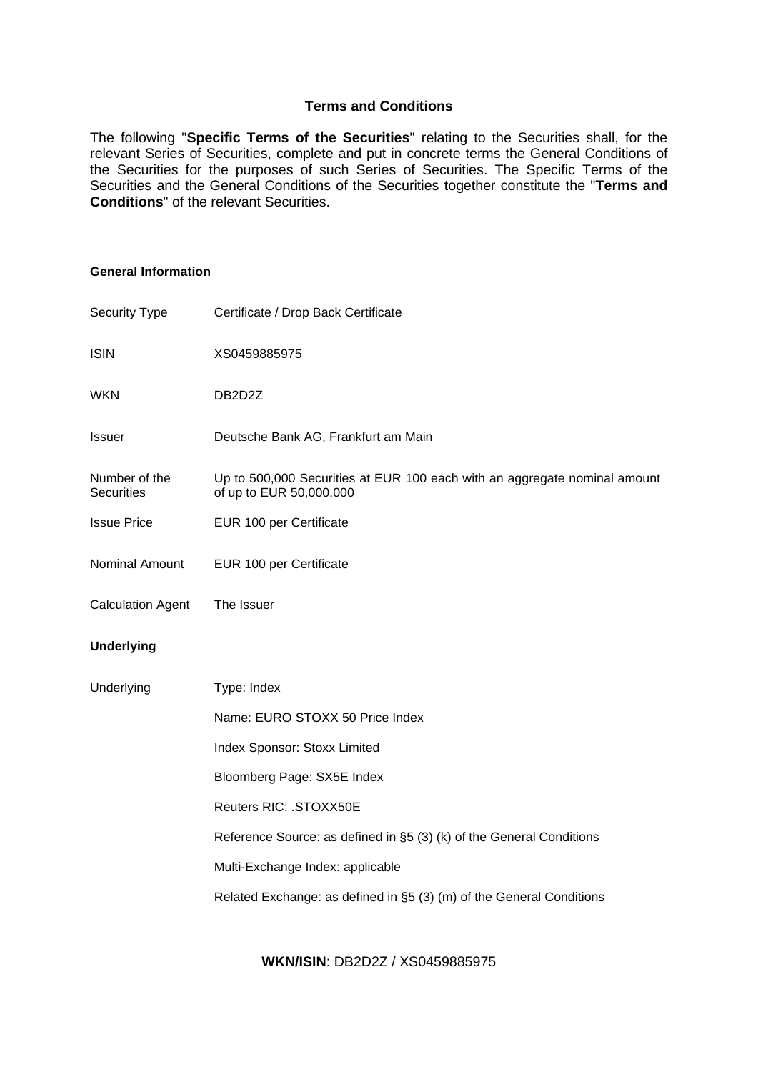# Terms and Conditions

The following "**Specific Terms of the Securities**" relating to the Securities shall, for the relevant Series of Securities, complete and put in concrete terms the General Conditions of the Securities for the purposes of such Series of Securities. The Specific Terms of the Securities and the General Conditions of the Securities together constitute the "**Terms and Conditions**" of the relevant Securities.

### General Information

| | |
|---|---|
| Security Type | Certificate / Drop Back Certificate |
| ISIN | XS0459885975 |
| WKN | DB2D2Z |
| Issuer | Deutsche Bank AG, Frankfurt am Main |
| Number of the Securities | Up to 500,000 Securities at EUR 100 each with an aggregate nominal amount of up to EUR 50,000,000 |
| Issue Price | EUR 100 per Certificate |
| Nominal Amount | EUR 100 per Certificate |
| Calculation Agent | The Issuer |

### Underlying

| | |
|---|---|
| Underlying | Type: Index |
| | Name: EURO STOXX 50 Price Index |
| | Index Sponsor: Stoxx Limited |
| | Bloomberg Page: SX5E Index |
| | Reuters RIC: .STOXX50E |
| | Reference Source: as defined in §5 (3) (k) of the General Conditions |
| | Multi-Exchange Index: applicable |
| | Related Exchange: as defined in §5 (3) (m) of the General Conditions |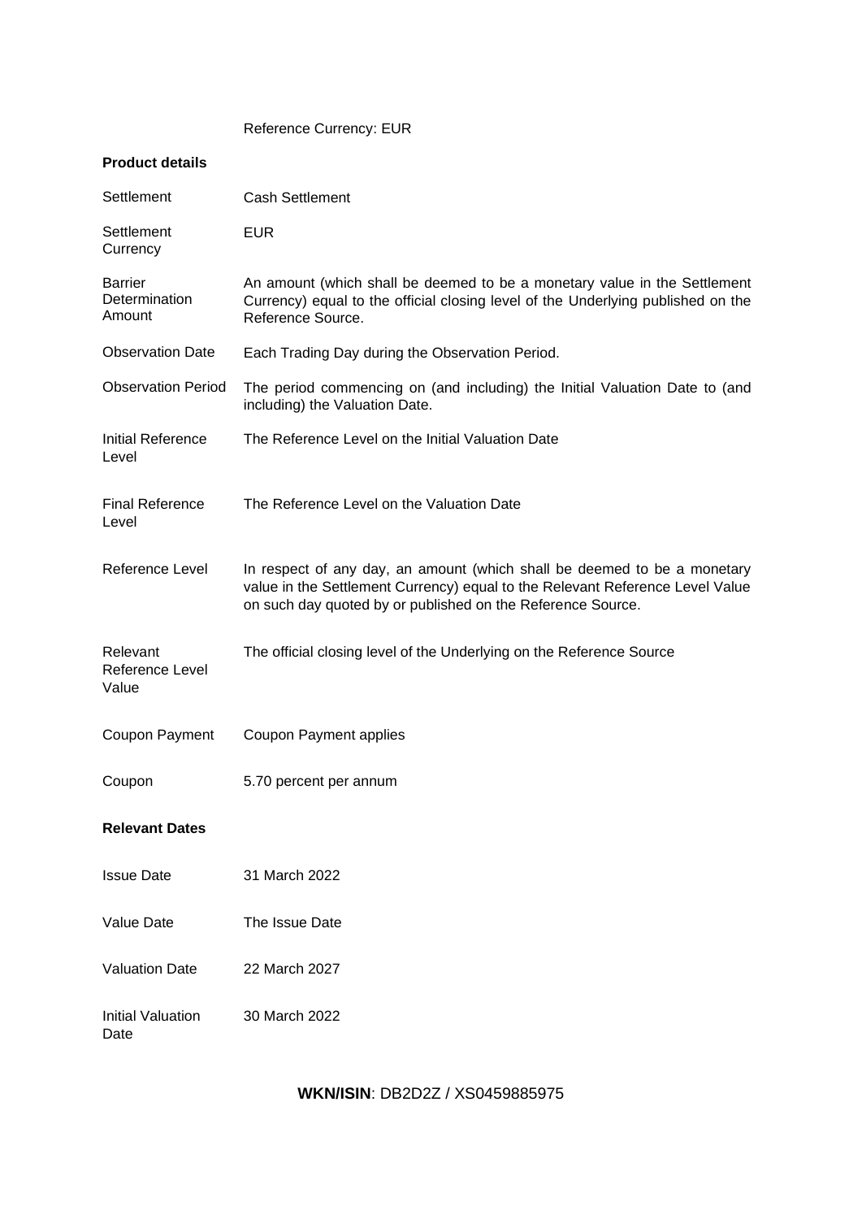Reference Currency: EUR

**Product details**

| | |
|---|---|
| Settlement | Cash Settlement |
| Settlement Currency | EUR |
| Barrier Determination Amount | An amount (which shall be deemed to be a monetary value in the Settlement Currency) equal to the official closing level of the Underlying published on the Reference Source. |
| Observation Date | Each Trading Day during the Observation Period. |
| Observation Period | The period commencing on (and including) the Initial Valuation Date to (and including) the Valuation Date. |
| Initial Reference Level | The Reference Level on the Initial Valuation Date |
| Final Reference Level | The Reference Level on the Valuation Date |
| Reference Level | In respect of any day, an amount (which shall be deemed to be a monetary value in the Settlement Currency) equal to the Relevant Reference Level Value on such day quoted by or published on the Reference Source. |
| Relevant Reference Level Value | The official closing level of the Underlying on the Reference Source |
| Coupon Payment | Coupon Payment applies |
| Coupon | 5.70 percent per annum |

**Relevant Dates**

| | |
|---|---|
| Issue Date | 31 March 2022 |
| Value Date | The Issue Date |
| Valuation Date | 22 March 2027 |
| Initial Valuation Date | 30 March 2022 |

**WKN/ISIN**: DB2D2Z / XS0459885975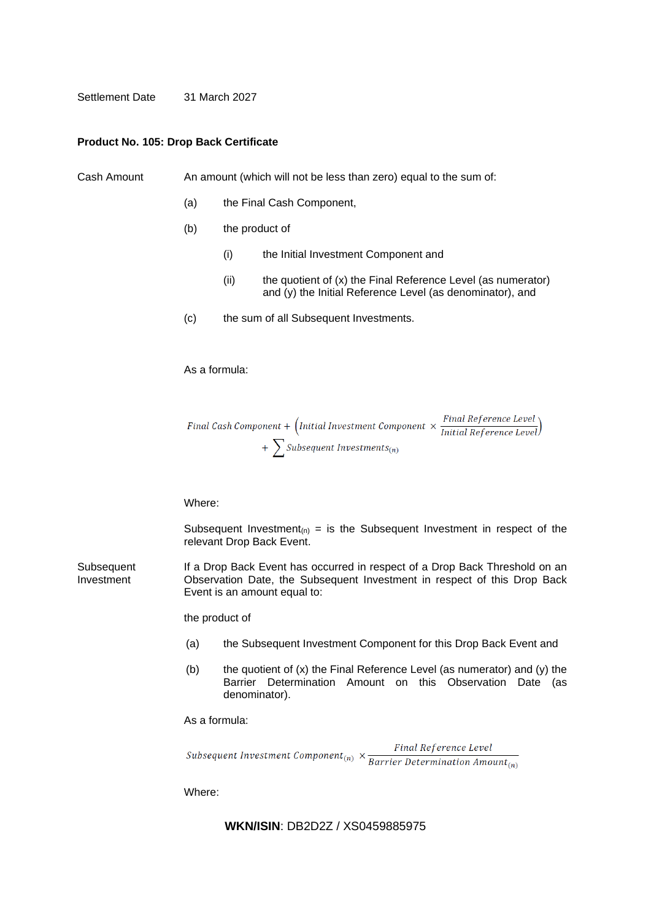Settlement Date 31 March 2027

**Product No. 105: Drop Back Certificate**

Cash Amount

An amount (which will not be less than zero) equal to the sum of:

(a) the Final Cash Component,

(b) the product of

(i) the Initial Investment Component and

(ii) the quotient of (x) the Final Reference Level (as numerator) and (y) the Initial Reference Level (as denominator), and

(c) the sum of all Subsequent Investments.

As a formula:

$$Final\ Cash\ Component + \left(Initial\ Investment\ Component \times \frac{Final\ Reference\ Level}{Initial\ Reference\ Level}\right) + \sum Subsequent\ Investments_{(n)}$$

Where:

$Subsequent\ Investment_{(n)}$ = is the Subsequent Investment in respect of the relevant Drop Back Event.

Subsequent Investment

If a Drop Back Event has occurred in respect of a Drop Back Threshold on an Observation Date, the Subsequent Investment in respect of this Drop Back Event is an amount equal to:

the product of

(a) the Subsequent Investment Component for this Drop Back Event and

(b) the quotient of (x) the Final Reference Level (as numerator) and (y) the Barrier Determination Amount on this Observation Date (as denominator).

As a formula:

$$Subsequent\ Investment\ Component_{(n)} \times \frac{Final\ Reference\ Level}{Barrier\ Determination\ Amount_{(n)}}$$

Where:

**WKN/ISIN**: DB2D2Z / XS0459885975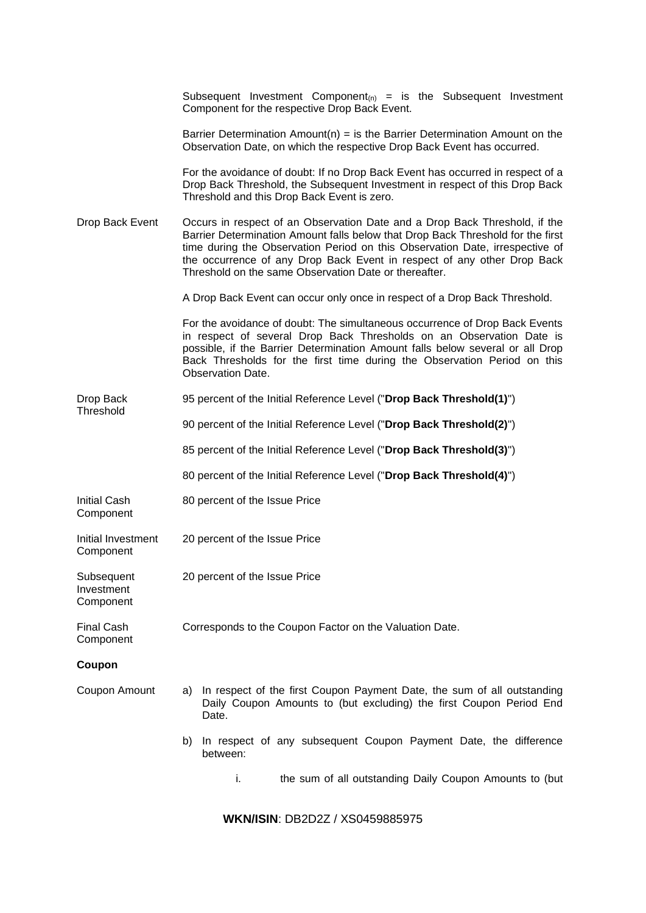Subsequent Investment Component$_{(n)}$ = is the Subsequent Investment Component for the respective Drop Back Event.

Barrier Determination Amount(n) = is the Barrier Determination Amount on the Observation Date, on which the respective Drop Back Event has occurred.

For the avoidance of doubt: If no Drop Back Event has occurred in respect of a Drop Back Threshold, the Subsequent Investment in respect of this Drop Back Threshold and this Drop Back Event is zero.

| | |
|---|---|
| Drop Back Event | Occurs in respect of an Observation Date and a Drop Back Threshold, if the Barrier Determination Amount falls below that Drop Back Threshold for the first time during the Observation Period on this Observation Date, irrespective of the occurrence of any Drop Back Event in respect of any other Drop Back Threshold on the same Observation Date or thereafter.<br><br>A Drop Back Event can occur only once in respect of a Drop Back Threshold.<br><br>For the avoidance of doubt: The simultaneous occurrence of Drop Back Events in respect of several Drop Back Thresholds on an Observation Date is possible, if the Barrier Determination Amount falls below several or all Drop Back Thresholds for the first time during the Observation Period on this Observation Date. |
| Drop Back Threshold | 95 percent of the Initial Reference Level ("**Drop Back Threshold(1)**")<br><br>90 percent of the Initial Reference Level ("**Drop Back Threshold(2)**")<br><br>85 percent of the Initial Reference Level ("**Drop Back Threshold(3)**")<br><br>80 percent of the Initial Reference Level ("**Drop Back Threshold(4)**") |
| Initial Cash Component | 80 percent of the Issue Price |
| Initial Investment Component | 20 percent of the Issue Price |
| Subsequent Investment Component | 20 percent of the Issue Price |
| Final Cash Component | Corresponds to the Coupon Factor on the Valuation Date. |

**Coupon**

| | |
|---|---|
| Coupon Amount | a) In respect of the first Coupon Payment Date, the sum of all outstanding Daily Coupon Amounts to (but excluding) the first Coupon Period End Date.<br><br>b) In respect of any subsequent Coupon Payment Date, the difference between:<br><br>i. the sum of all outstanding Daily Coupon Amounts to (but |

**WKN/ISIN**: DB2D2Z / XS0459885975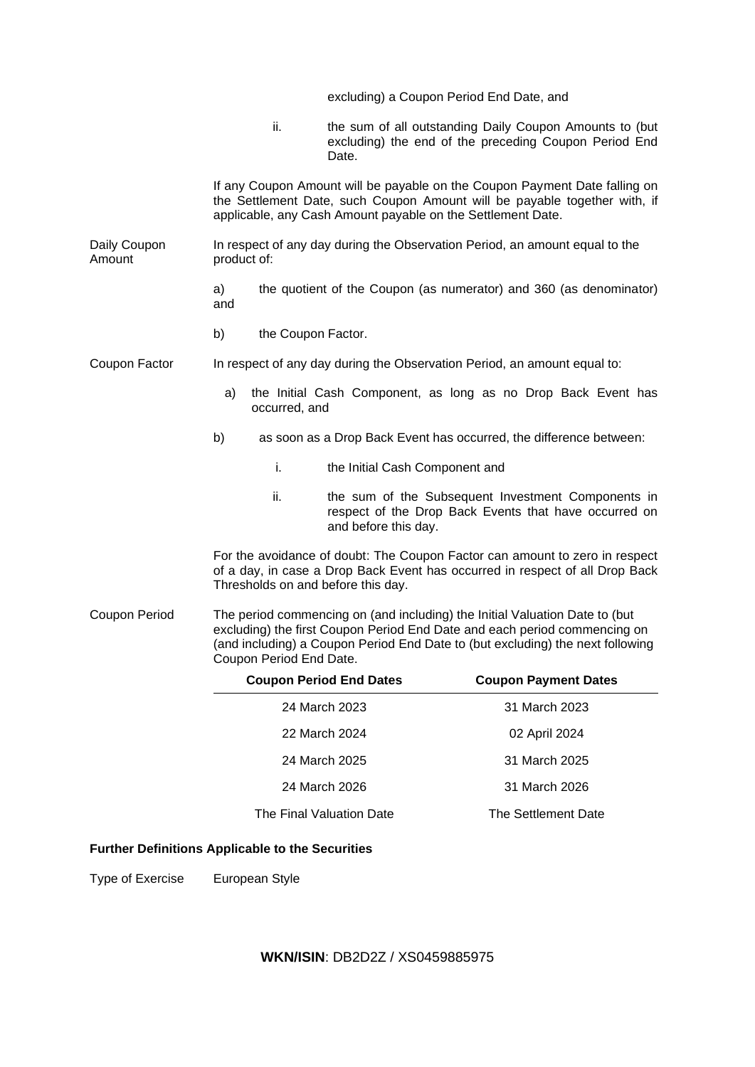excluding) a Coupon Period End Date, and

ii. the sum of all outstanding Daily Coupon Amounts to (but excluding) the end of the preceding Coupon Period End Date.

If any Coupon Amount will be payable on the Coupon Payment Date falling on the Settlement Date, such Coupon Amount will be payable together with, if applicable, any Cash Amount payable on the Settlement Date.

**Daily Coupon Amount**

In respect of any day during the Observation Period, an amount equal to the product of:

a) the quotient of the Coupon (as numerator) and 360 (as denominator) and

b) the Coupon Factor.

**Coupon Factor**

In respect of any day during the Observation Period, an amount equal to:

a) the Initial Cash Component, as long as no Drop Back Event has occurred, and

b) as soon as a Drop Back Event has occurred, the difference between:

i. the Initial Cash Component and

ii. the sum of the Subsequent Investment Components in respect of the Drop Back Events that have occurred on and before this day.

For the avoidance of doubt: The Coupon Factor can amount to zero in respect of a day, in case a Drop Back Event has occurred in respect of all Drop Back Thresholds on and before this day.

**Coupon Period**

The period commencing on (and including) the Initial Valuation Date to (but excluding) the first Coupon Period End Date and each period commencing on (and including) a Coupon Period End Date to (but excluding) the next following Coupon Period End Date.

| Coupon Period End Dates | Coupon Payment Dates |
|---|---|
| 24 March 2023 | 31 March 2023 |
| 22 March 2024 | 02 April 2024 |
| 24 March 2025 | 31 March 2025 |
| 24 March 2026 | 31 March 2026 |
| The Final Valuation Date | The Settlement Date |

**Further Definitions Applicable to the Securities**

Type of Exercise European Style

**WKN/ISIN**: DB2D2Z / XS0459885975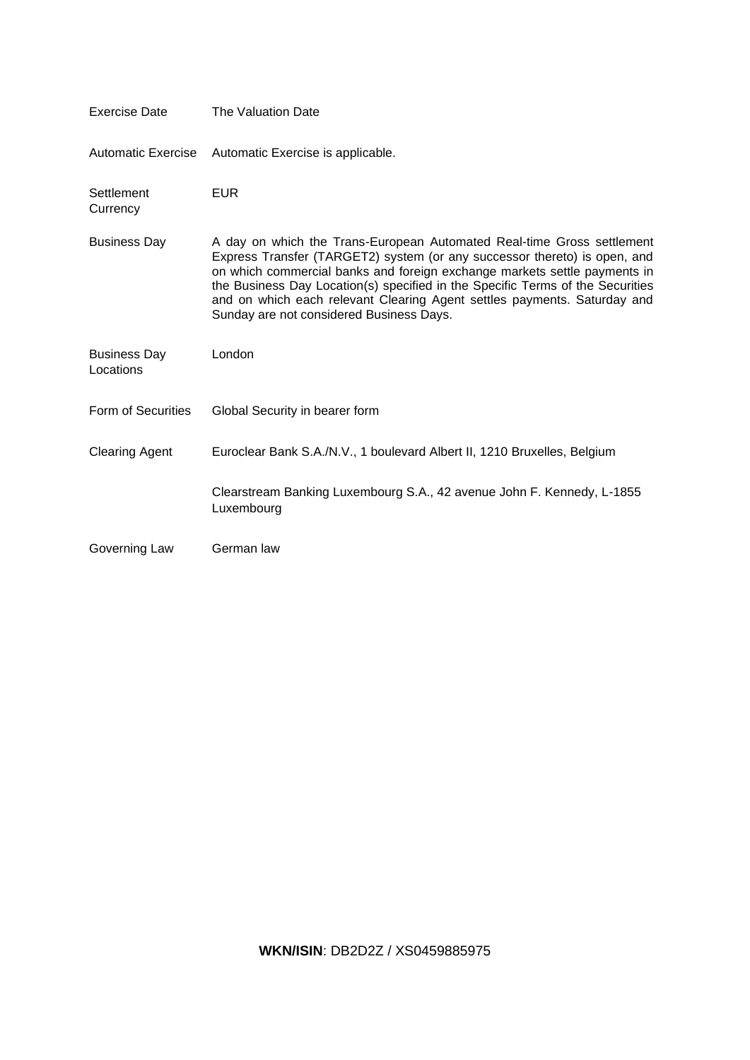| | |
|---|---|
| Exercise Date | The Valuation Date |
| Automatic Exercise | Automatic Exercise is applicable. |
| Settlement Currency | EUR |
| Business Day | A day on which the Trans-European Automated Real-time Gross settlement Express Transfer (TARGET2) system (or any successor thereto) is open, and on which commercial banks and foreign exchange markets settle payments in the Business Day Location(s) specified in the Specific Terms of the Securities and on which each relevant Clearing Agent settles payments. Saturday and Sunday are not considered Business Days. |
| Business Day Locations | London |
| Form of Securities | Global Security in bearer form |
| Clearing Agent | Euroclear Bank S.A./N.V., 1 boulevard Albert II, 1210 Bruxelles, Belgium<br><br>Clearstream Banking Luxembourg S.A., 42 avenue John F. Kennedy, L-1855 Luxembourg |
| Governing Law | German law |

**WKN/ISIN**: DB2D2Z / XS0459885975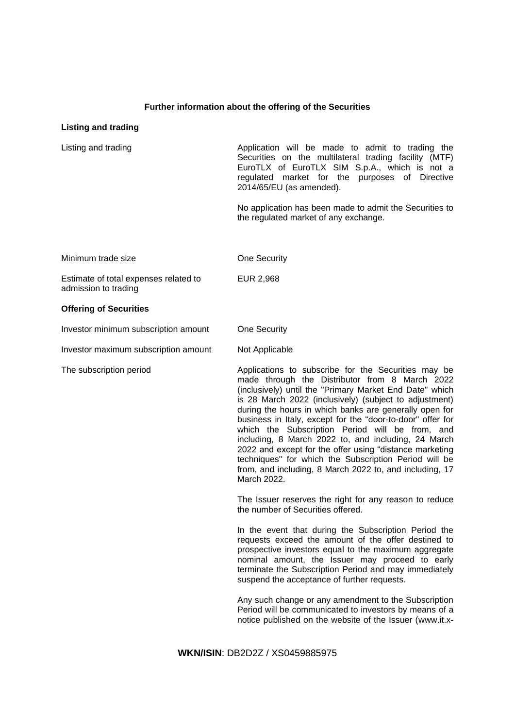## Further information about the offering of the Securities

### Listing and trading

| | |
|---|---|
| Listing and trading | Application will be made to admit to trading the Securities on the multilateral trading facility (MTF) EuroTLX of EuroTLX SIM S.p.A., which is not a regulated market for the purposes of Directive 2014/65/EU (as amended).<br><br>No application has been made to admit the Securities to the regulated market of any exchange. |
| Minimum trade size | One Security |
| Estimate of total expenses related to admission to trading | EUR 2,968 |

### Offering of Securities

| | |
|---|---|
| Investor minimum subscription amount | One Security |
| Investor maximum subscription amount | Not Applicable |
| The subscription period | Applications to subscribe for the Securities may be made through the Distributor from 8 March 2022 (inclusively) until the "Primary Market End Date" which is 28 March 2022 (inclusively) (subject to adjustment) during the hours in which banks are generally open for business in Italy, except for the "door-to-door" offer for which the Subscription Period will be from, and including, 8 March 2022 to, and including, 24 March 2022 and except for the offer using "distance marketing techniques" for which the Subscription Period will be from, and including, 8 March 2022 to, and including, 17 March 2022.<br><br>The Issuer reserves the right for any reason to reduce the number of Securities offered.<br><br>In the event that during the Subscription Period the requests exceed the amount of the offer destined to prospective investors equal to the maximum aggregate nominal amount, the Issuer may proceed to early terminate the Subscription Period and may immediately suspend the acceptance of further requests.<br><br>Any such change or any amendment to the Subscription Period will be communicated to investors by means of a notice published on the website of the Issuer (www.it.x- |

**WKN/ISIN**: DB2D2Z / XS0459885975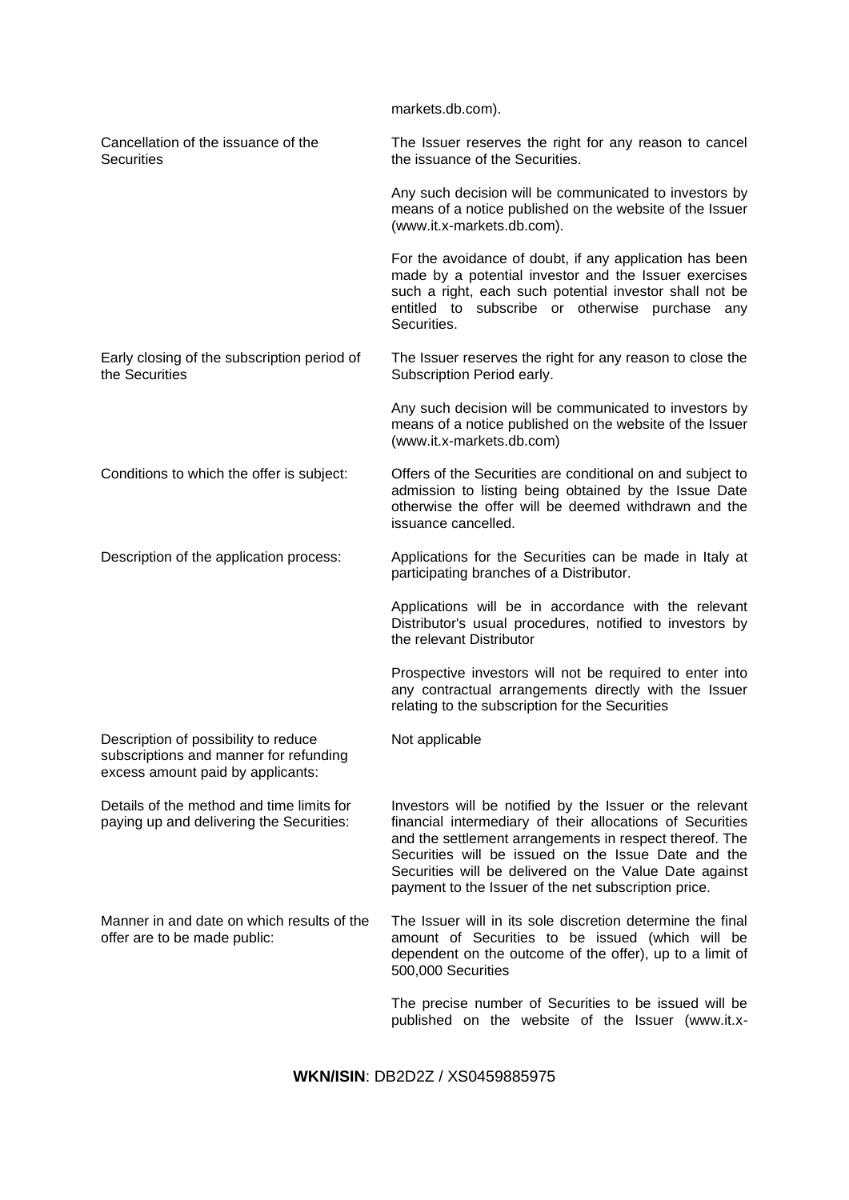| | |
|---|---|
| | markets.db.com). |
| Cancellation of the issuance of the Securities | The Issuer reserves the right for any reason to cancel the issuance of the Securities.<br><br>Any such decision will be communicated to investors by means of a notice published on the website of the Issuer (www.it.x-markets.db.com).<br><br>For the avoidance of doubt, if any application has been made by a potential investor and the Issuer exercises such a right, each such potential investor shall not be entitled to subscribe or otherwise purchase any Securities. |
| Early closing of the subscription period of the Securities | The Issuer reserves the right for any reason to close the Subscription Period early.<br><br>Any such decision will be communicated to investors by means of a notice published on the website of the Issuer (www.it.x-markets.db.com) |
| Conditions to which the offer is subject: | Offers of the Securities are conditional on and subject to admission to listing being obtained by the Issue Date otherwise the offer will be deemed withdrawn and the issuance cancelled. |
| Description of the application process: | Applications for the Securities can be made in Italy at participating branches of a Distributor.<br><br>Applications will be in accordance with the relevant Distributor's usual procedures, notified to investors by the relevant Distributor<br><br>Prospective investors will not be required to enter into any contractual arrangements directly with the Issuer relating to the subscription for the Securities |
| Description of possibility to reduce subscriptions and manner for refunding excess amount paid by applicants: | Not applicable |
| Details of the method and time limits for paying up and delivering the Securities: | Investors will be notified by the Issuer or the relevant financial intermediary of their allocations of Securities and the settlement arrangements in respect thereof. The Securities will be issued on the Issue Date and the Securities will be delivered on the Value Date against payment to the Issuer of the net subscription price. |
| Manner in and date on which results of the offer are to be made public: | The Issuer will in its sole discretion determine the final amount of Securities to be issued (which will be dependent on the outcome of the offer), up to a limit of 500,000 Securities<br><br>The precise number of Securities to be issued will be published on the website of the Issuer (www.it.x- |

**WKN/ISIN**: DB2D2Z / XS0459885975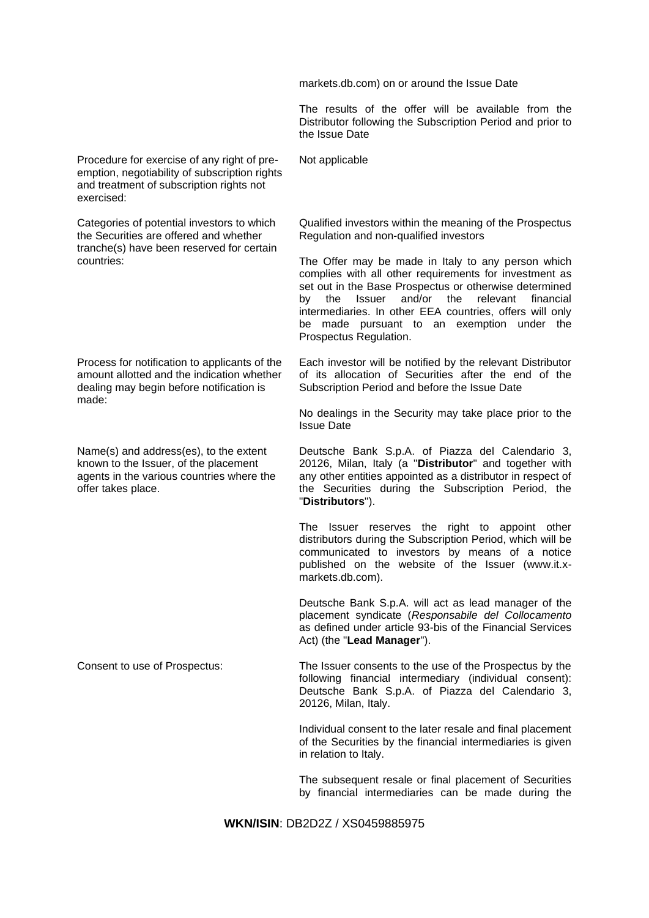| | |
|---|---|
| | markets.db.com) on or around the Issue Date<br><br>The results of the offer will be available from the Distributor following the Subscription Period and prior to the Issue Date |
| Procedure for exercise of any right of pre-emption, negotiability of subscription rights and treatment of subscription rights not exercised: | Not applicable |
| Categories of potential investors to which the Securities are offered and whether tranche(s) have been reserved for certain countries: | Qualified investors within the meaning of the Prospectus Regulation and non-qualified investors<br><br>The Offer may be made in Italy to any person which complies with all other requirements for investment as set out in the Base Prospectus or otherwise determined by the Issuer and/or the relevant financial intermediaries. In other EEA countries, offers will only be made pursuant to an exemption under the Prospectus Regulation. |
| Process for notification to applicants of the amount allotted and the indication whether dealing may begin before notification is made: | Each investor will be notified by the relevant Distributor of its allocation of Securities after the end of the Subscription Period and before the Issue Date<br><br>No dealings in the Security may take place prior to the Issue Date |
| Name(s) and address(es), to the extent known to the Issuer, of the placement agents in the various countries where the offer takes place. | Deutsche Bank S.p.A. of Piazza del Calendario 3, 20126, Milan, Italy (a "**Distributor**" and together with any other entities appointed as a distributor in respect of the Securities during the Subscription Period, the "**Distributors**").<br><br>The Issuer reserves the right to appoint other distributors during the Subscription Period, which will be communicated to investors by means of a notice published on the website of the Issuer (www.it.x-markets.db.com).<br><br>Deutsche Bank S.p.A. will act as lead manager of the placement syndicate (*Responsabile del Collocamento* as defined under article 93-bis of the Financial Services Act) (the "**Lead Manager**"). |
| Consent to use of Prospectus: | The Issuer consents to the use of the Prospectus by the following financial intermediary (individual consent): Deutsche Bank S.p.A. of Piazza del Calendario 3, 20126, Milan, Italy.<br><br>Individual consent to the later resale and final placement of the Securities by the financial intermediaries is given in relation to Italy.<br><br>The subsequent resale or final placement of Securities by financial intermediaries can be made during the |

**WKN/ISIN**: DB2D2Z / XS0459885975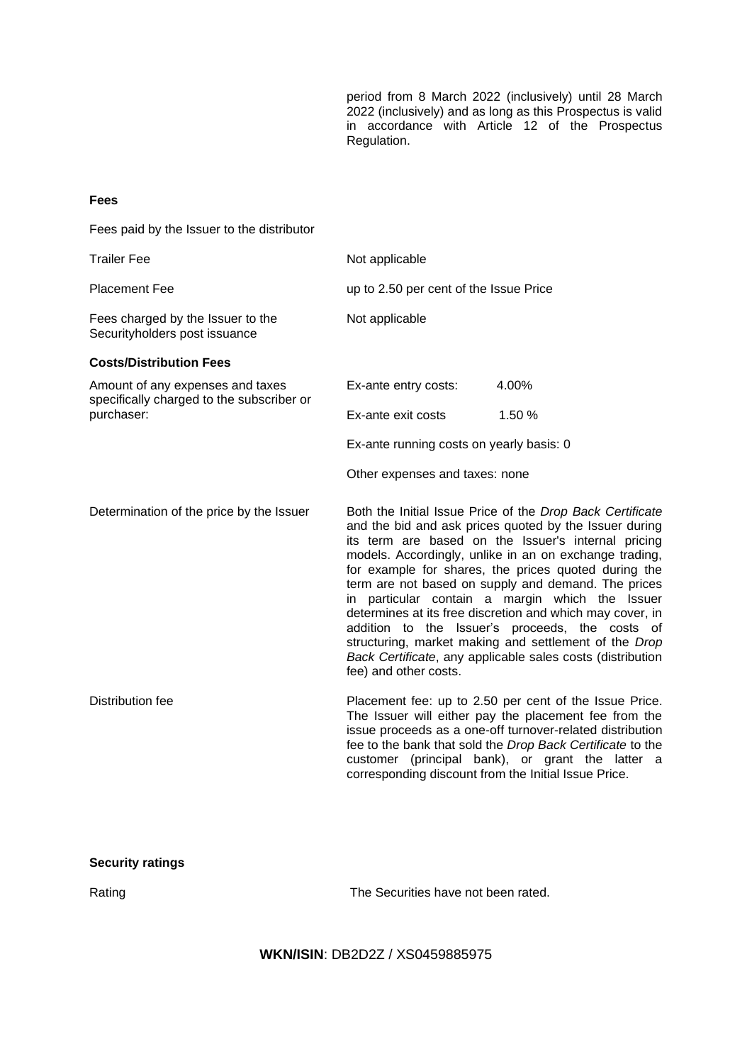period from 8 March 2022 (inclusively) until 28 March 2022 (inclusively) and as long as this Prospectus is valid in accordance with Article 12 of the Prospectus Regulation.

**Fees**

| | |
|---|---|
| Fees paid by the Issuer to the distributor | |
| Trailer Fee | Not applicable |
| Placement Fee | up to 2.50 per cent of the Issue Price |
| Fees charged by the Issuer to the Securityholders post issuance | Not applicable |

**Costs/Distribution Fees**

| | |
|---|---|
| Amount of any expenses and taxes specifically charged to the subscriber or purchaser: | Ex-ante entry costs: 4.00%<br>Ex-ante exit costs 1.50 %<br>Ex-ante running costs on yearly basis: 0<br>Other expenses and taxes: none |
| Determination of the price by the Issuer | Both the Initial Issue Price of the *Drop Back Certificate* and the bid and ask prices quoted by the Issuer during its term are based on the Issuer's internal pricing models. Accordingly, unlike in an on exchange trading, for example for shares, the prices quoted during the term are not based on supply and demand. The prices in particular contain a margin which the Issuer determines at its free discretion and which may cover, in addition to the Issuer's proceeds, the costs of structuring, market making and settlement of the *Drop Back Certificate*, any applicable sales costs (distribution fee) and other costs. |
| Distribution fee | Placement fee: up to 2.50 per cent of the Issue Price. The Issuer will either pay the placement fee from the issue proceeds as a one-off turnover-related distribution fee to the bank that sold the *Drop Back Certificate* to the customer (principal bank), or grant the latter a corresponding discount from the Initial Issue Price. |

**Security ratings**

| | |
|---|---|
| Rating | The Securities have not been rated. |

**WKN/ISIN**: DB2D2Z / XS0459885975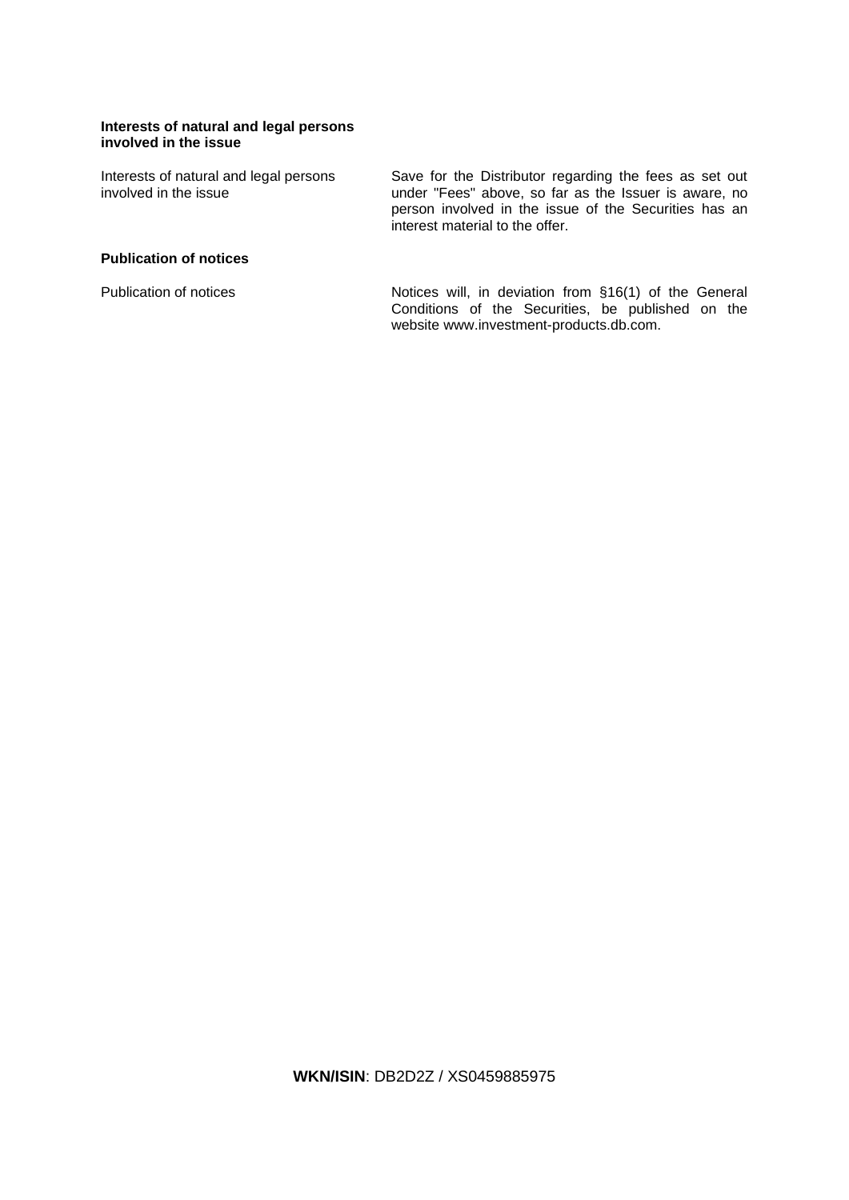**Interests of natural and legal persons involved in the issue**

| | |
|---|---|
| Interests of natural and legal persons involved in the issue | Save for the Distributor regarding the fees as set out under "Fees" above, so far as the Issuer is aware, no person involved in the issue of the Securities has an interest material to the offer. |

**Publication of notices**

| | |
|---|---|
| Publication of notices | Notices will, in deviation from §16(1) of the General Conditions of the Securities, be published on the website www.investment-products.db.com. |

**WKN/ISIN**: DB2D2Z / XS0459885975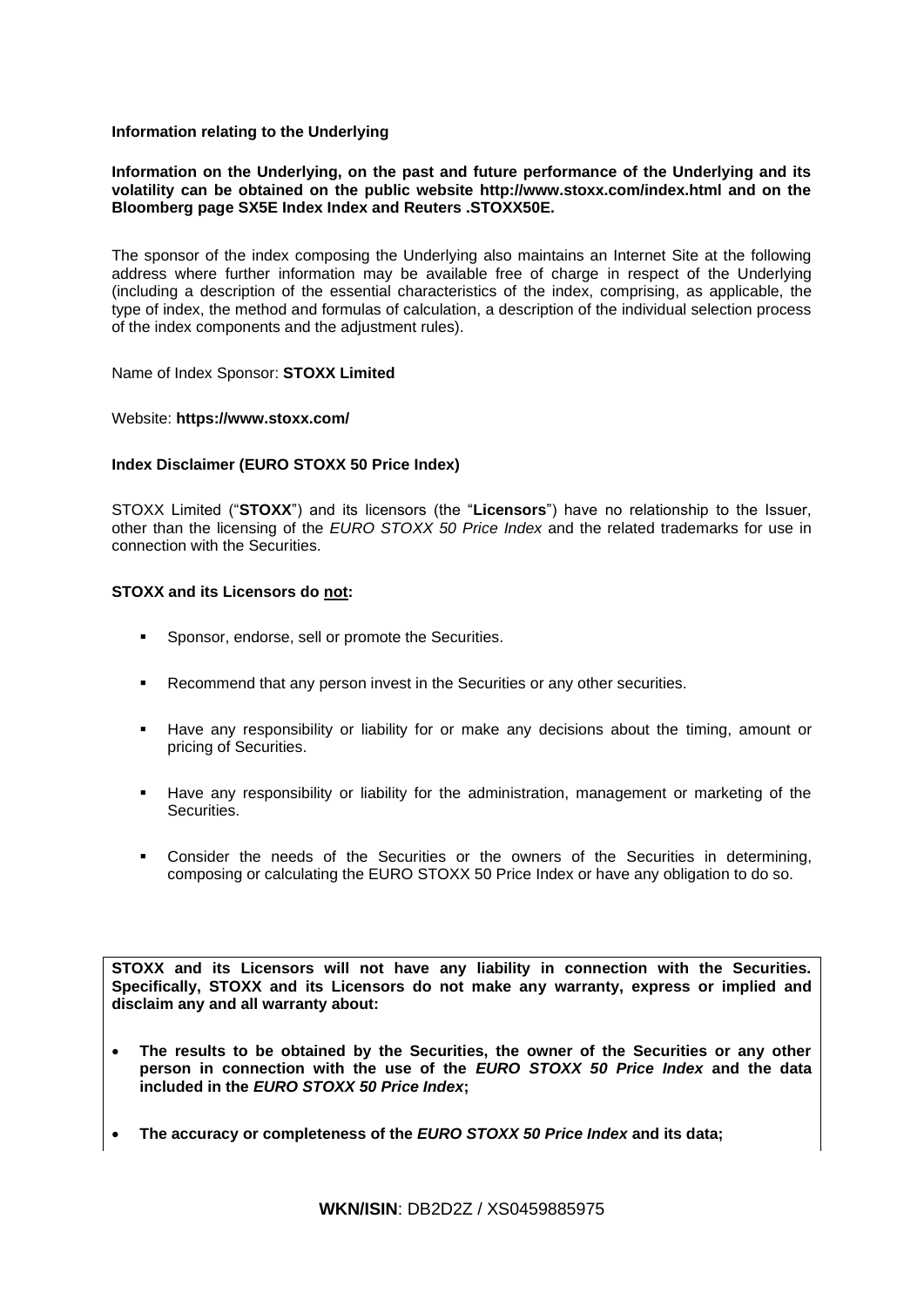**Information relating to the Underlying**

**Information on the Underlying, on the past and future performance of the Underlying and its volatility can be obtained on the public website http://www.stoxx.com/index.html and on the Bloomberg page SX5E Index Index and Reuters .STOXX50E.**

The sponsor of the index composing the Underlying also maintains an Internet Site at the following address where further information may be available free of charge in respect of the Underlying (including a description of the essential characteristics of the index, comprising, as applicable, the type of index, the method and formulas of calculation, a description of the individual selection process of the index components and the adjustment rules).

Name of Index Sponsor: **STOXX Limited**

Website: **https://www.stoxx.com/**

**Index Disclaimer (EURO STOXX 50 Price Index)**

STOXX Limited ("**STOXX**") and its licensors (the "**Licensors**") have no relationship to the Issuer, other than the licensing of the *EURO STOXX 50 Price Index* and the related trademarks for use in connection with the Securities.

**STOXX and its Licensors do not:**

- Sponsor, endorse, sell or promote the Securities.
- Recommend that any person invest in the Securities or any other securities.
- Have any responsibility or liability for or make any decisions about the timing, amount or pricing of Securities.
- Have any responsibility or liability for the administration, management or marketing of the Securities.
- Consider the needs of the Securities or the owners of the Securities in determining, composing or calculating the EURO STOXX 50 Price Index or have any obligation to do so.

**STOXX and its Licensors will not have any liability in connection with the Securities. Specifically, STOXX and its Licensors do not make any warranty, express or implied and disclaim any and all warranty about:**

- **The results to be obtained by the Securities, the owner of the Securities or any other person in connection with the use of the *EURO STOXX 50 Price Index* and the data included in the *EURO STOXX 50 Price Index*;**
- **The accuracy or completeness of the *EURO STOXX 50 Price Index* and its data;**

**WKN/ISIN**: DB2D2Z / XS0459885975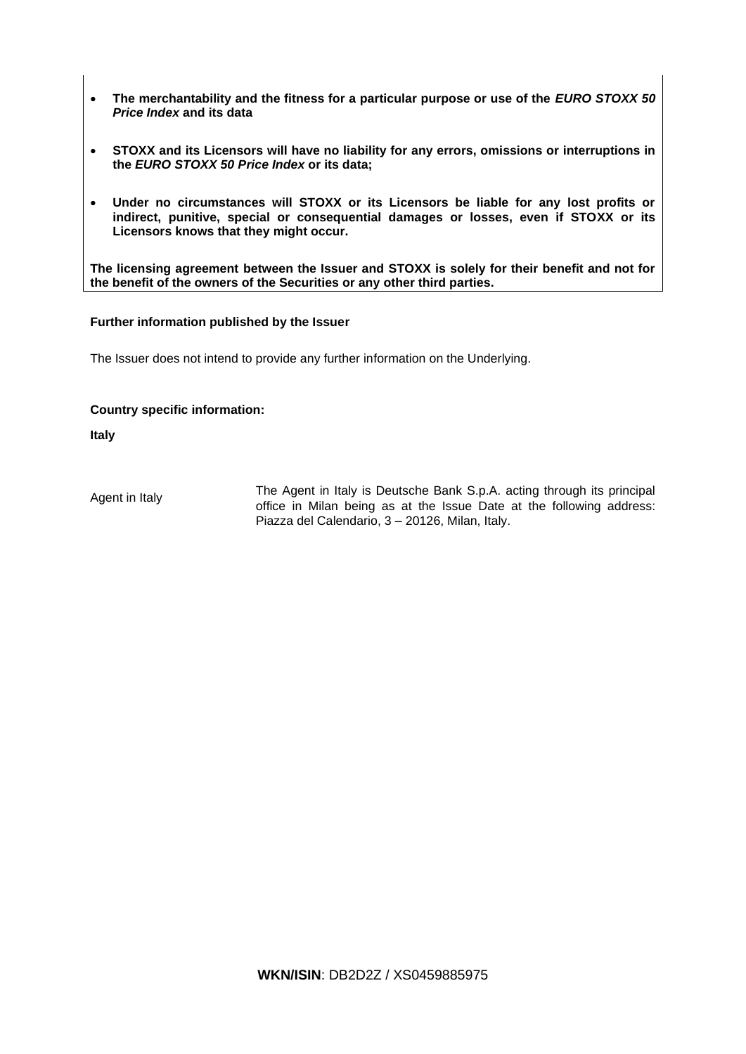- **The merchantability and the fitness for a particular purpose or use of the *EURO STOXX 50 Price Index* and its data**
- **STOXX and its Licensors will have no liability for any errors, omissions or interruptions in the *EURO STOXX 50 Price Index* or its data;**
- **Under no circumstances will STOXX or its Licensors be liable for any lost profits or indirect, punitive, special or consequential damages or losses, even if STOXX or its Licensors knows that they might occur.**

**The licensing agreement between the Issuer and STOXX is solely for their benefit and not for the benefit of the owners of the Securities or any other third parties.**

**Further information published by the Issuer**

The Issuer does not intend to provide any further information on the Underlying.

**Country specific information:**

**Italy**

| | |
|---|---|
| Agent in Italy | The Agent in Italy is Deutsche Bank S.p.A. acting through its principal office in Milan being as at the Issue Date at the following address: Piazza del Calendario, 3 – 20126, Milan, Italy. |

**WKN/ISIN**: DB2D2Z / XS0459885975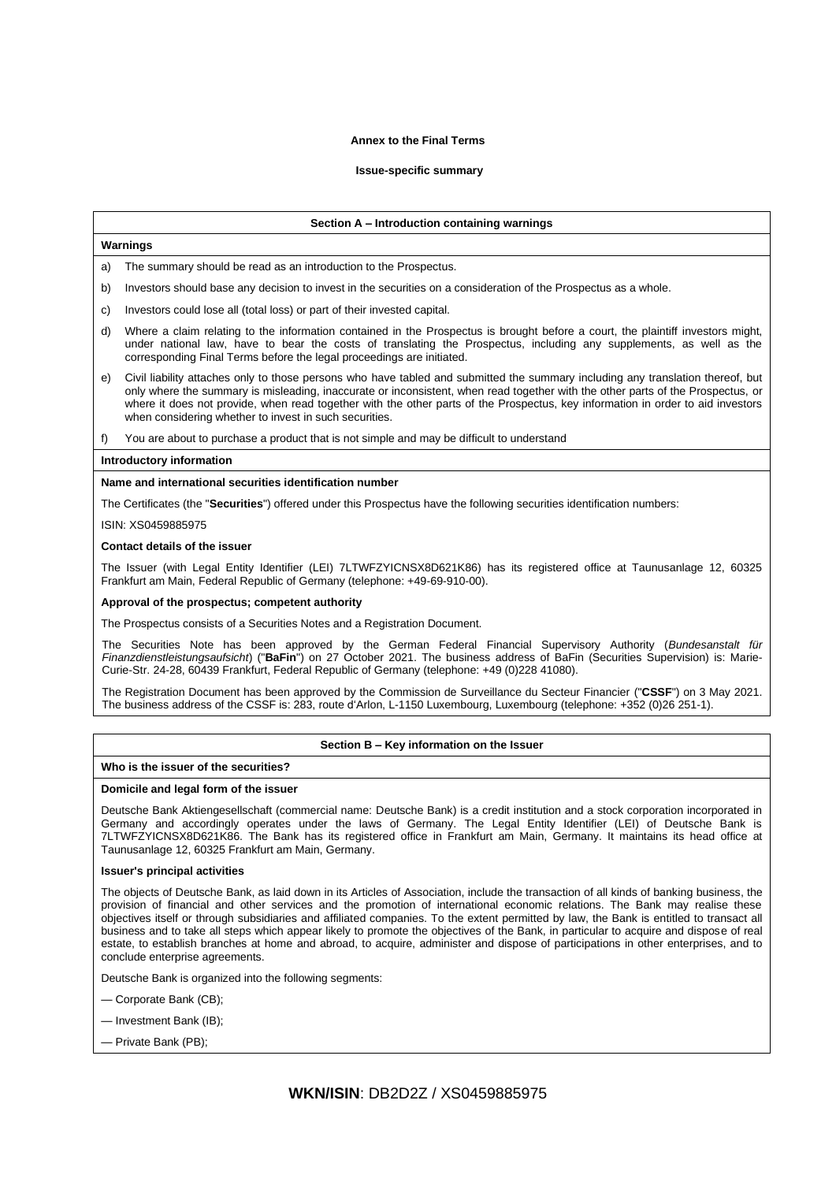**Annex to the Final Terms**

**Issue-specific summary**

## Section A – Introduction containing warnings

**Warnings**

a) The summary should be read as an introduction to the Prospectus.

b) Investors should base any decision to invest in the securities on a consideration of the Prospectus as a whole.

c) Investors could lose all (total loss) or part of their invested capital.

d) Where a claim relating to the information contained in the Prospectus is brought before a court, the plaintiff investors might, under national law, have to bear the costs of translating the Prospectus, including any supplements, as well as the corresponding Final Terms before the legal proceedings are initiated.

e) Civil liability attaches only to those persons who have tabled and submitted the summary including any translation thereof, but only where the summary is misleading, inaccurate or inconsistent, when read together with the other parts of the Prospectus, or where it does not provide, when read together with the other parts of the Prospectus, key information in order to aid investors when considering whether to invest in such securities.

f) You are about to purchase a product that is not simple and may be difficult to understand

**Introductory information**

**Name and international securities identification number**

The Certificates (the "**Securities**") offered under this Prospectus have the following securities identification numbers:

ISIN: XS0459885975

**Contact details of the issuer**

The Issuer (with Legal Entity Identifier (LEI) 7LTWFZYICNSX8D621K86) has its registered office at Taunusanlage 12, 60325 Frankfurt am Main, Federal Republic of Germany (telephone: +49-69-910-00).

**Approval of the prospectus; competent authority**

The Prospectus consists of a Securities Notes and a Registration Document.

The Securities Note has been approved by the German Federal Financial Supervisory Authority (*Bundesanstalt für Finanzdienstleistungsaufsicht*) ("**BaFin**") on 27 October 2021. The business address of BaFin (Securities Supervision) is: Marie-Curie-Str. 24-28, 60439 Frankfurt, Federal Republic of Germany (telephone: +49 (0)228 41080).

The Registration Document has been approved by the Commission de Surveillance du Secteur Financier ("**CSSF**") on 3 May 2021. The business address of the CSSF is: 283, route d'Arlon, L-1150 Luxembourg, Luxembourg (telephone: +352 (0)26 251-1).

## Section B – Key information on the Issuer

**Who is the issuer of the securities?**

**Domicile and legal form of the issuer**

Deutsche Bank Aktiengesellschaft (commercial name: Deutsche Bank) is a credit institution and a stock corporation incorporated in Germany and accordingly operates under the laws of Germany. The Legal Entity Identifier (LEI) of Deutsche Bank is 7LTWFZYICNSX8D621K86. The Bank has its registered office in Frankfurt am Main, Germany. It maintains its head office at Taunusanlage 12, 60325 Frankfurt am Main, Germany.

**Issuer's principal activities**

The objects of Deutsche Bank, as laid down in its Articles of Association, include the transaction of all kinds of banking business, the provision of financial and other services and the promotion of international economic relations. The Bank may realise these objectives itself or through subsidiaries and affiliated companies. To the extent permitted by law, the Bank is entitled to transact all business and to take all steps which appear likely to promote the objectives of the Bank, in particular to acquire and dispose of real estate, to establish branches at home and abroad, to acquire, administer and dispose of participations in other enterprises, and to conclude enterprise agreements.

Deutsche Bank is organized into the following segments:

— Corporate Bank (CB);

— Investment Bank (IB);

— Private Bank (PB);

**WKN/ISIN**: DB2D2Z / XS0459885975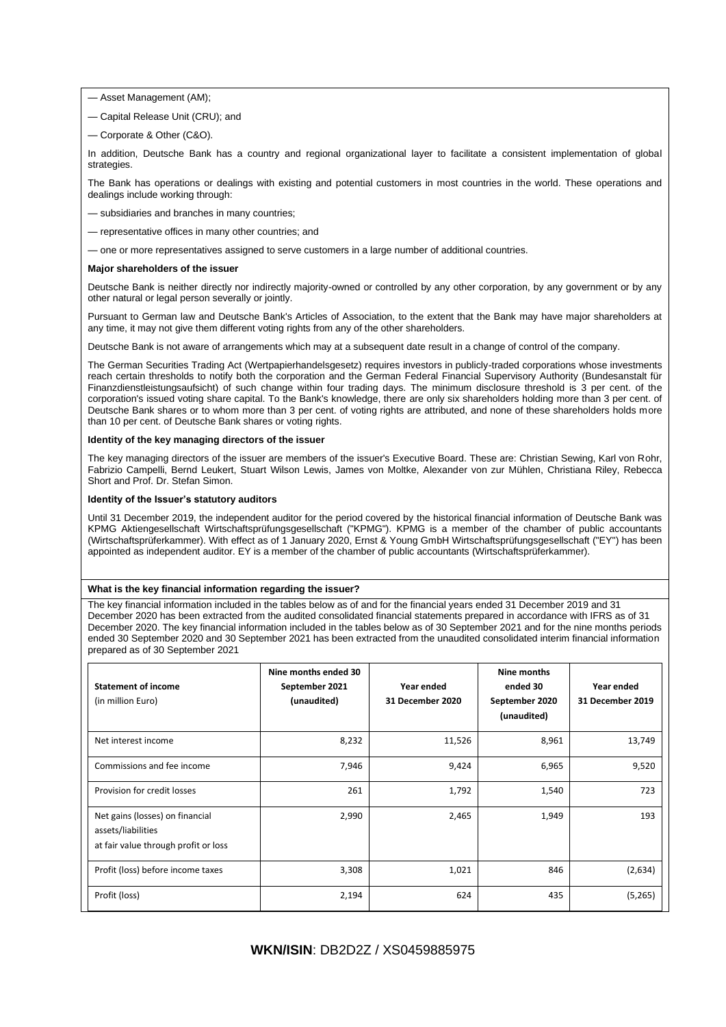— Asset Management (AM);

— Capital Release Unit (CRU); and

— Corporate & Other (C&O).

In addition, Deutsche Bank has a country and regional organizational layer to facilitate a consistent implementation of global strategies.

The Bank has operations or dealings with existing and potential customers in most countries in the world. These operations and dealings include working through:

— subsidiaries and branches in many countries;

— representative offices in many other countries; and

— one or more representatives assigned to serve customers in a large number of additional countries.

**Major shareholders of the issuer**

Deutsche Bank is neither directly nor indirectly majority-owned or controlled by any other corporation, by any government or by any other natural or legal person severally or jointly.

Pursuant to German law and Deutsche Bank's Articles of Association, to the extent that the Bank may have major shareholders at any time, it may not give them different voting rights from any of the other shareholders.

Deutsche Bank is not aware of arrangements which may at a subsequent date result in a change of control of the company.

The German Securities Trading Act (Wertpapierhandelsgesetz) requires investors in publicly-traded corporations whose investments reach certain thresholds to notify both the corporation and the German Federal Financial Supervisory Authority (Bundesanstalt für Finanzdienstleistungsaufsicht) of such change within four trading days. The minimum disclosure threshold is 3 per cent. of the corporation's issued voting share capital. To the Bank's knowledge, there are only six shareholders holding more than 3 per cent. of Deutsche Bank shares or to whom more than 3 per cent. of voting rights are attributed, and none of these shareholders holds more than 10 per cent. of Deutsche Bank shares or voting rights.

**Identity of the key managing directors of the issuer**

The key managing directors of the issuer are members of the issuer's Executive Board. These are: Christian Sewing, Karl von Rohr, Fabrizio Campelli, Bernd Leukert, Stuart Wilson Lewis, James von Moltke, Alexander von zur Mühlen, Christiana Riley, Rebecca Short and Prof. Dr. Stefan Simon.

**Identity of the Issuer's statutory auditors**

Until 31 December 2019, the independent auditor for the period covered by the historical financial information of Deutsche Bank was KPMG Aktiengesellschaft Wirtschaftsprüfungsgesellschaft ("KPMG"). KPMG is a member of the chamber of public accountants (Wirtschaftsprüferkammer). With effect as of 1 January 2020, Ernst & Young GmbH Wirtschaftsprüfungsgesellschaft ("EY") has been appointed as independent auditor. EY is a member of the chamber of public accountants (Wirtschaftsprüferkammer).

**What is the key financial information regarding the issuer?**

The key financial information included in the tables below as of and for the financial years ended 31 December 2019 and 31 December 2020 has been extracted from the audited consolidated financial statements prepared in accordance with IFRS as of 31 December 2020. The key financial information included in the tables below as of 30 September 2021 and for the nine months periods ended 30 September 2020 and 30 September 2021 has been extracted from the unaudited consolidated interim financial information prepared as of 30 September 2021

| **Statement of income** (in million Euro) | **Nine months ended 30 September 2021 (unaudited)** | **Year ended 31 December 2020** | **Nine months ended 30 September 2020 (unaudited)** | **Year ended 31 December 2019** |
|---|---|---|---|---|
| Net interest income | 8,232 | 11,526 | 8,961 | 13,749 |
| Commissions and fee income | 7,946 | 9,424 | 6,965 | 9,520 |
| Provision for credit losses | 261 | 1,792 | 1,540 | 723 |
| Net gains (losses) on financial assets/liabilities at fair value through profit or loss | 2,990 | 2,465 | 1,949 | 193 |
| Profit (loss) before income taxes | 3,308 | 1,021 | 846 | (2,634) |
| Profit (loss) | 2,194 | 624 | 435 | (5,265) |

**WKN/ISIN**: DB2D2Z / XS0459885975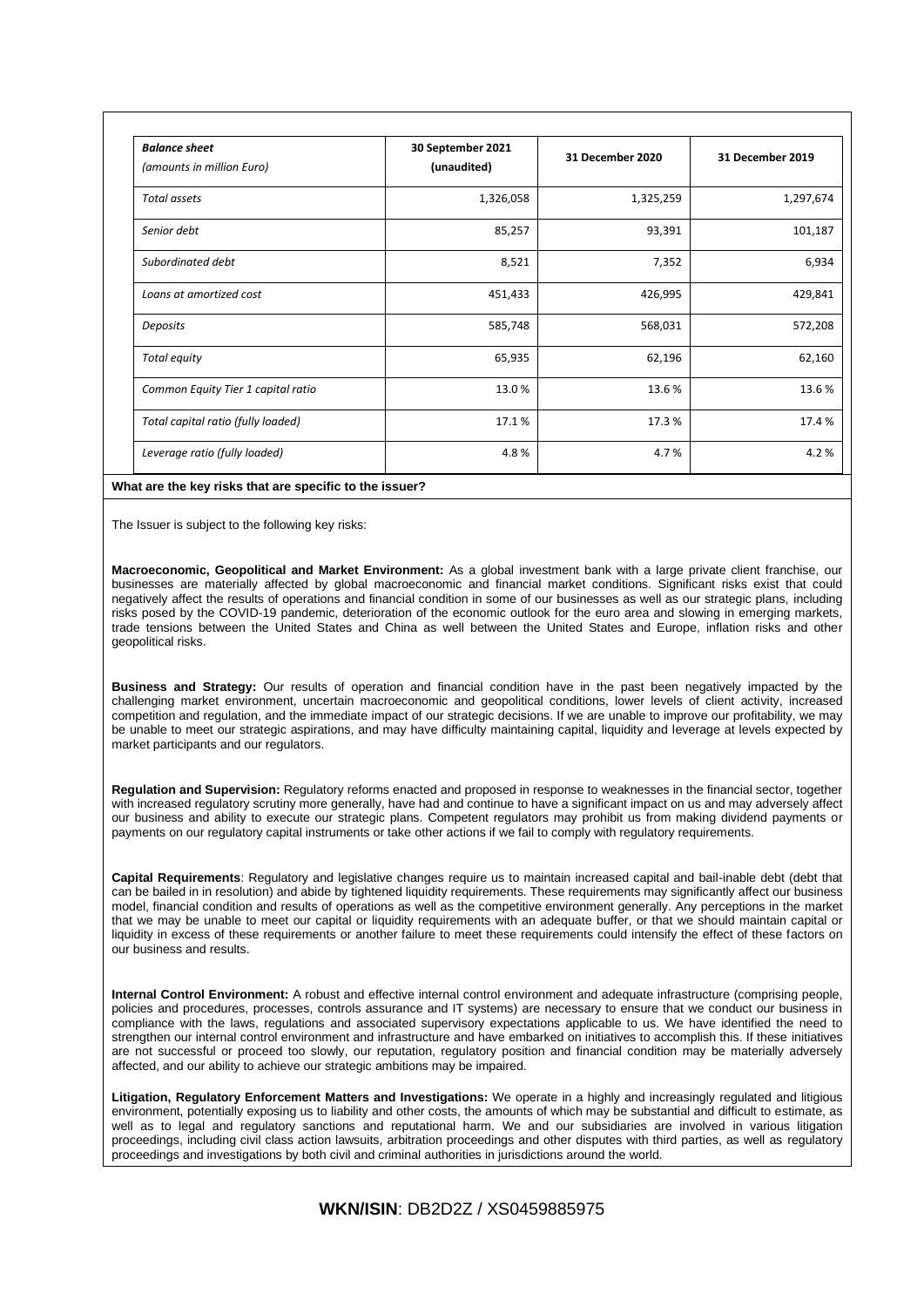| *Balance sheet* *(amounts in million Euro)* | 30 September 2021 (unaudited) | 31 December 2020 | 31 December 2019 |
|---|---|---|---|
| *Total assets* | 1,326,058 | 1,325,259 | 1,297,674 |
| *Senior debt* | 85,257 | 93,391 | 101,187 |
| *Subordinated debt* | 8,521 | 7,352 | 6,934 |
| *Loans at amortized cost* | 451,433 | 426,995 | 429,841 |
| *Deposits* | 585,748 | 568,031 | 572,208 |
| *Total equity* | 65,935 | 62,196 | 62,160 |
| *Common Equity Tier 1 capital ratio* | 13.0 % | 13.6 % | 13.6 % |
| *Total capital ratio (fully loaded)* | 17.1 % | 17.3 % | 17.4 % |
| *Leverage ratio (fully loaded)* | 4.8 % | 4.7 % | 4.2 % |

**What are the key risks that are specific to the issuer?**

The Issuer is subject to the following key risks:

**Macroeconomic, Geopolitical and Market Environment:** As a global investment bank with a large private client franchise, our businesses are materially affected by global macroeconomic and financial market conditions. Significant risks exist that could negatively affect the results of operations and financial condition in some of our businesses as well as our strategic plans, including risks posed by the COVID-19 pandemic, deterioration of the economic outlook for the euro area and slowing in emerging markets, trade tensions between the United States and China as well between the United States and Europe, inflation risks and other geopolitical risks.

**Business and Strategy:** Our results of operation and financial condition have in the past been negatively impacted by the challenging market environment, uncertain macroeconomic and geopolitical conditions, lower levels of client activity, increased competition and regulation, and the immediate impact of our strategic decisions. If we are unable to improve our profitability, we may be unable to meet our strategic aspirations, and may have difficulty maintaining capital, liquidity and leverage at levels expected by market participants and our regulators.

**Regulation and Supervision:** Regulatory reforms enacted and proposed in response to weaknesses in the financial sector, together with increased regulatory scrutiny more generally, have had and continue to have a significant impact on us and may adversely affect our business and ability to execute our strategic plans. Competent regulators may prohibit us from making dividend payments or payments on our regulatory capital instruments or take other actions if we fail to comply with regulatory requirements.

**Capital Requirements**: Regulatory and legislative changes require us to maintain increased capital and bail-inable debt (debt that can be bailed in in resolution) and abide by tightened liquidity requirements. These requirements may significantly affect our business model, financial condition and results of operations as well as the competitive environment generally. Any perceptions in the market that we may be unable to meet our capital or liquidity requirements with an adequate buffer, or that we should maintain capital or liquidity in excess of these requirements or another failure to meet these requirements could intensify the effect of these factors on our business and results.

**Internal Control Environment:** A robust and effective internal control environment and adequate infrastructure (comprising people, policies and procedures, processes, controls assurance and IT systems) are necessary to ensure that we conduct our business in compliance with the laws, regulations and associated supervisory expectations applicable to us. We have identified the need to strengthen our internal control environment and infrastructure and have embarked on initiatives to accomplish this. If these initiatives are not successful or proceed too slowly, our reputation, regulatory position and financial condition may be materially adversely affected, and our ability to achieve our strategic ambitions may be impaired.

**Litigation, Regulatory Enforcement Matters and Investigations:** We operate in a highly and increasingly regulated and litigious environment, potentially exposing us to liability and other costs, the amounts of which may be substantial and difficult to estimate, as well as to legal and regulatory sanctions and reputational harm. We and our subsidiaries are involved in various litigation proceedings, including civil class action lawsuits, arbitration proceedings and other disputes with third parties, as well as regulatory proceedings and investigations by both civil and criminal authorities in jurisdictions around the world.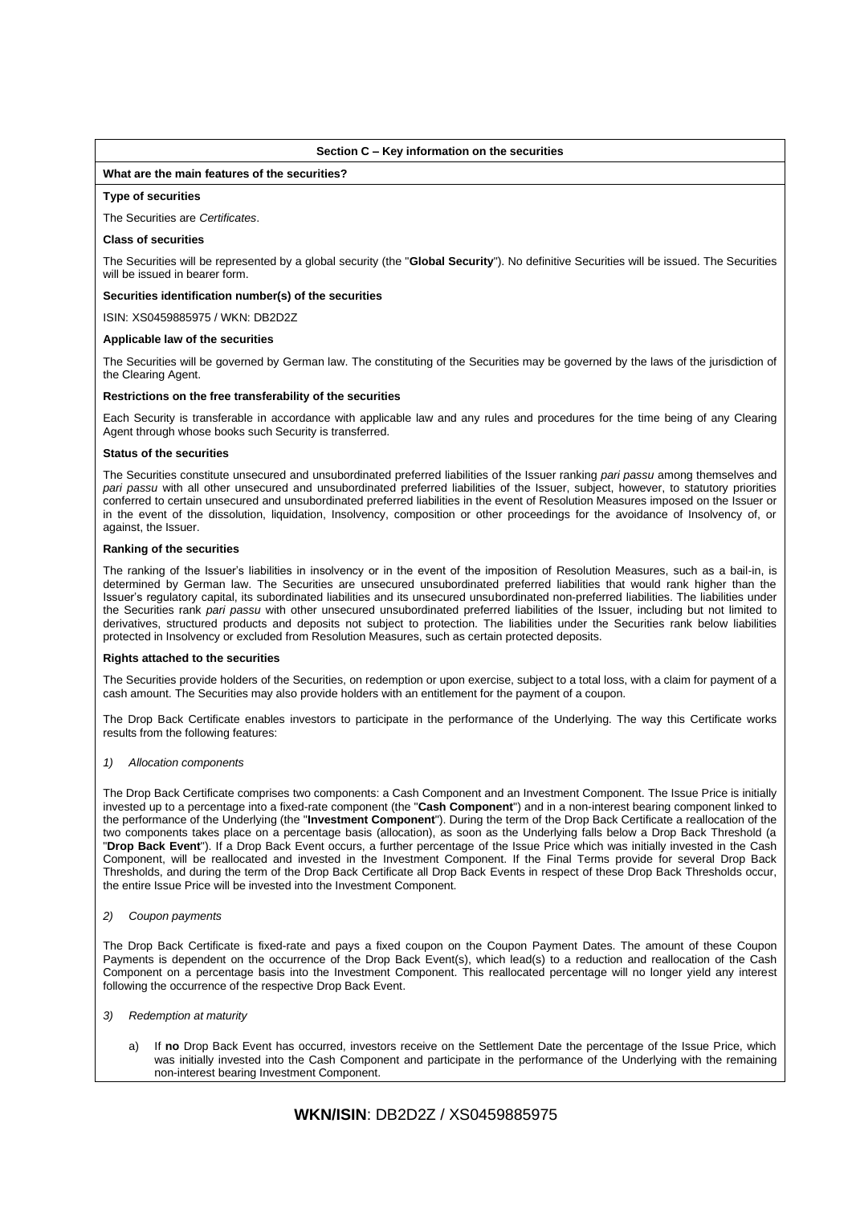## Section C – Key information on the securities

### What are the main features of the securities?

**Type of securities**

The Securities are *Certificates*.

**Class of securities**

The Securities will be represented by a global security (the "**Global Security**"). No definitive Securities will be issued. The Securities will be issued in bearer form.

**Securities identification number(s) of the securities**

ISIN: XS0459885975 / WKN: DB2D2Z

**Applicable law of the securities**

The Securities will be governed by German law. The constituting of the Securities may be governed by the laws of the jurisdiction of the Clearing Agent.

**Restrictions on the free transferability of the securities**

Each Security is transferable in accordance with applicable law and any rules and procedures for the time being of any Clearing Agent through whose books such Security is transferred.

**Status of the securities**

The Securities constitute unsecured and unsubordinated preferred liabilities of the Issuer ranking *pari passu* among themselves and *pari passu* with all other unsecured and unsubordinated preferred liabilities of the Issuer, subject, however, to statutory priorities conferred to certain unsecured and unsubordinated preferred liabilities in the event of Resolution Measures imposed on the Issuer or in the event of the dissolution, liquidation, Insolvency, composition or other proceedings for the avoidance of Insolvency of, or against, the Issuer.

**Ranking of the securities**

The ranking of the Issuer's liabilities in insolvency or in the event of the imposition of Resolution Measures, such as a bail-in, is determined by German law. The Securities are unsecured unsubordinated preferred liabilities that would rank higher than the Issuer's regulatory capital, its subordinated liabilities and its unsecured unsubordinated non-preferred liabilities. The liabilities under the Securities rank *pari passu* with other unsecured unsubordinated preferred liabilities of the Issuer, including but not limited to derivatives, structured products and deposits not subject to protection. The liabilities under the Securities rank below liabilities protected in Insolvency or excluded from Resolution Measures, such as certain protected deposits.

**Rights attached to the securities**

The Securities provide holders of the Securities, on redemption or upon exercise, subject to a total loss, with a claim for payment of a cash amount. The Securities may also provide holders with an entitlement for the payment of a coupon.

The Drop Back Certificate enables investors to participate in the performance of the Underlying. The way this Certificate works results from the following features:

*1) Allocation components*

The Drop Back Certificate comprises two components: a Cash Component and an Investment Component. The Issue Price is initially invested up to a percentage into a fixed-rate component (the "**Cash Component**") and in a non-interest bearing component linked to the performance of the Underlying (the "**Investment Component**"). During the term of the Drop Back Certificate a reallocation of the two components takes place on a percentage basis (allocation), as soon as the Underlying falls below a Drop Back Threshold (a "**Drop Back Event**"). If a Drop Back Event occurs, a further percentage of the Issue Price which was initially invested in the Cash Component, will be reallocated and invested in the Investment Component. If the Final Terms provide for several Drop Back Thresholds, and during the term of the Drop Back Certificate all Drop Back Events in respect of these Drop Back Thresholds occur, the entire Issue Price will be invested into the Investment Component.

*2) Coupon payments*

The Drop Back Certificate is fixed-rate and pays a fixed coupon on the Coupon Payment Dates. The amount of these Coupon Payments is dependent on the occurrence of the Drop Back Event(s), which lead(s) to a reduction and reallocation of the Cash Component on a percentage basis into the Investment Component. This reallocated percentage will no longer yield any interest following the occurrence of the respective Drop Back Event.

*3) Redemption at maturity*

a) If **no** Drop Back Event has occurred, investors receive on the Settlement Date the percentage of the Issue Price, which was initially invested into the Cash Component and participate in the performance of the Underlying with the remaining non-interest bearing Investment Component.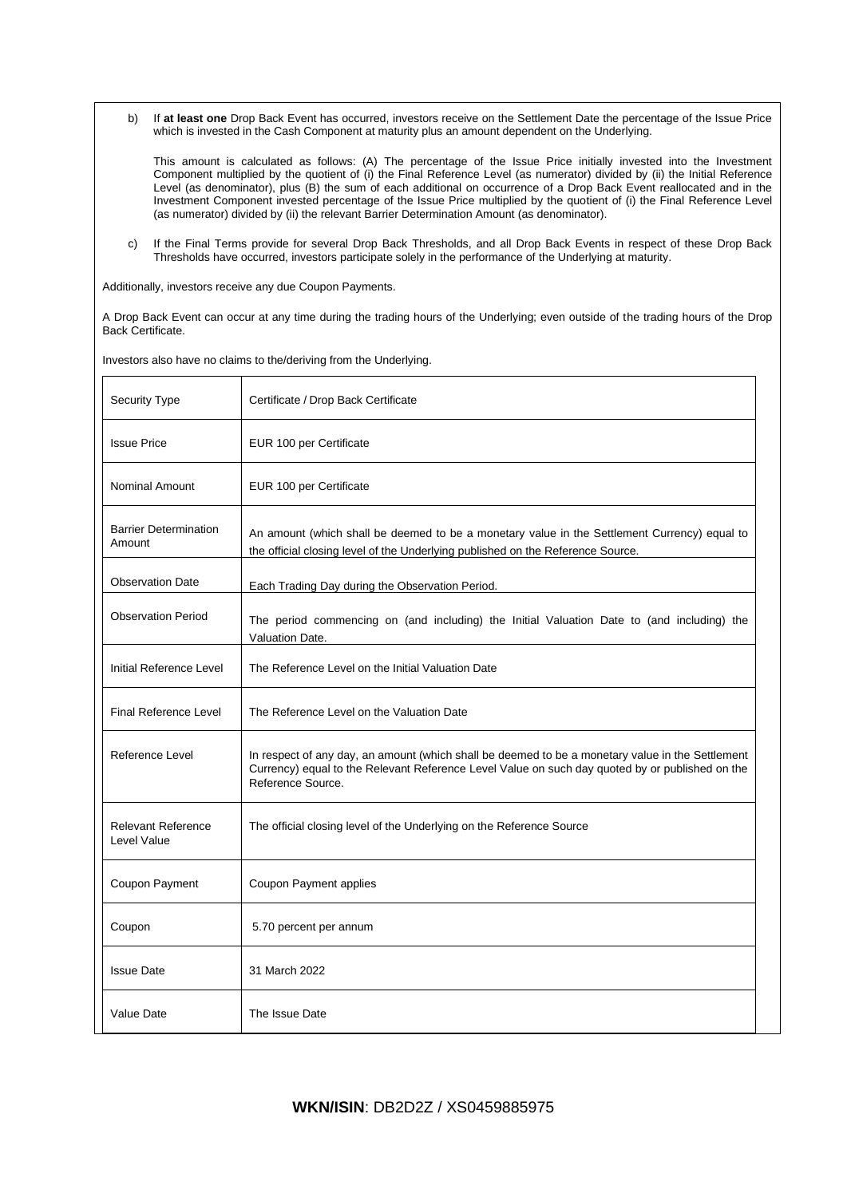b) If **at least one** Drop Back Event has occurred, investors receive on the Settlement Date the percentage of the Issue Price which is invested in the Cash Component at maturity plus an amount dependent on the Underlying.

This amount is calculated as follows: (A) The percentage of the Issue Price initially invested into the Investment Component multiplied by the quotient of (i) the Final Reference Level (as numerator) divided by (ii) the Initial Reference Level (as denominator), plus (B) the sum of each additional on occurrence of a Drop Back Event reallocated and in the Investment Component invested percentage of the Issue Price multiplied by the quotient of (i) the Final Reference Level (as numerator) divided by (ii) the relevant Barrier Determination Amount (as denominator).

c) If the Final Terms provide for several Drop Back Thresholds, and all Drop Back Events in respect of these Drop Back Thresholds have occurred, investors participate solely in the performance of the Underlying at maturity.

Additionally, investors receive any due Coupon Payments.

A Drop Back Event can occur at any time during the trading hours of the Underlying; even outside of the trading hours of the Drop Back Certificate.

Investors also have no claims to the/deriving from the Underlying.

| | |
|---|---|
| Security Type | Certificate / Drop Back Certificate |
| Issue Price | EUR 100 per Certificate |
| Nominal Amount | EUR 100 per Certificate |
| Barrier Determination Amount | An amount (which shall be deemed to be a monetary value in the Settlement Currency) equal to the official closing level of the Underlying published on the Reference Source. |
| Observation Date | Each Trading Day during the Observation Period. |
| Observation Period | The period commencing on (and including) the Initial Valuation Date to (and including) the Valuation Date. |
| Initial Reference Level | The Reference Level on the Initial Valuation Date |
| Final Reference Level | The Reference Level on the Valuation Date |
| Reference Level | In respect of any day, an amount (which shall be deemed to be a monetary value in the Settlement Currency) equal to the Relevant Reference Level Value on such day quoted by or published on the Reference Source. |
| Relevant Reference Level Value | The official closing level of the Underlying on the Reference Source |
| Coupon Payment | Coupon Payment applies |
| Coupon | 5.70 percent per annum |
| Issue Date | 31 March 2022 |
| Value Date | The Issue Date |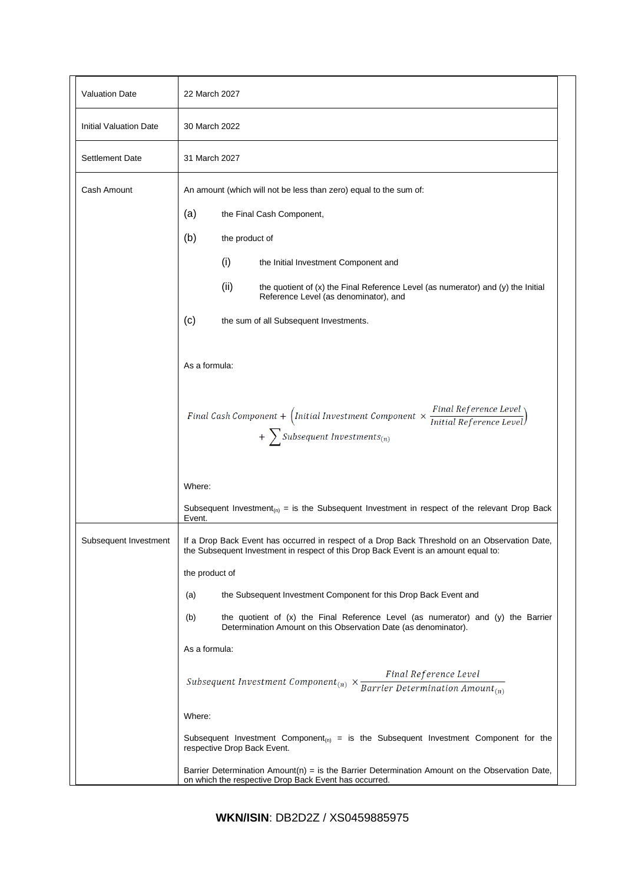| | |
|---|---|
| Valuation Date | 22 March 2027 |
| Initial Valuation Date | 30 March 2022 |
| Settlement Date | 31 March 2027 |
| Cash Amount | An amount (which will not be less than zero) equal to the sum of:<br><br>(a) the Final Cash Component,<br><br>(b) the product of<br><br>(i) the Initial Investment Component and<br><br>(ii) the quotient of (x) the Final Reference Level (as numerator) and (y) the Initial Reference Level (as denominator), and<br><br>(c) the sum of all Subsequent Investments.<br><br>As a formula:<br><br>$Final\ Cash\ Component + \left(Initial\ Investment\ Component \times \frac{Final\ Reference\ Level}{Initial\ Reference\ Level}\right) + \sum Subsequent\ Investments_{(n)}$<br><br>Where:<br><br>Subsequent $Investment_{(n)}$ = is the Subsequent Investment in respect of the relevant Drop Back Event. |
| Subsequent Investment | If a Drop Back Event has occurred in respect of a Drop Back Threshold on an Observation Date, the Subsequent Investment in respect of this Drop Back Event is an amount equal to:<br><br>the product of<br><br>(a) the Subsequent Investment Component for this Drop Back Event and<br><br>(b) the quotient of (x) the Final Reference Level (as numerator) and (y) the Barrier Determination Amount on this Observation Date (as denominator).<br><br>As a formula:<br><br>$Subsequent\ Investment\ Component_{(n)} \times \frac{Final\ Reference\ Level}{Barrier\ Determination\ Amount_{(n)}}$<br><br>Where:<br><br>Subsequent Investment $Component_{(n)}$ = is the Subsequent Investment Component for the respective Drop Back Event.<br><br>Barrier Determination Amount(n) = is the Barrier Determination Amount on the Observation Date, on which the respective Drop Back Event has occurred. |

**WKN/ISIN**: DB2D2Z / XS0459885975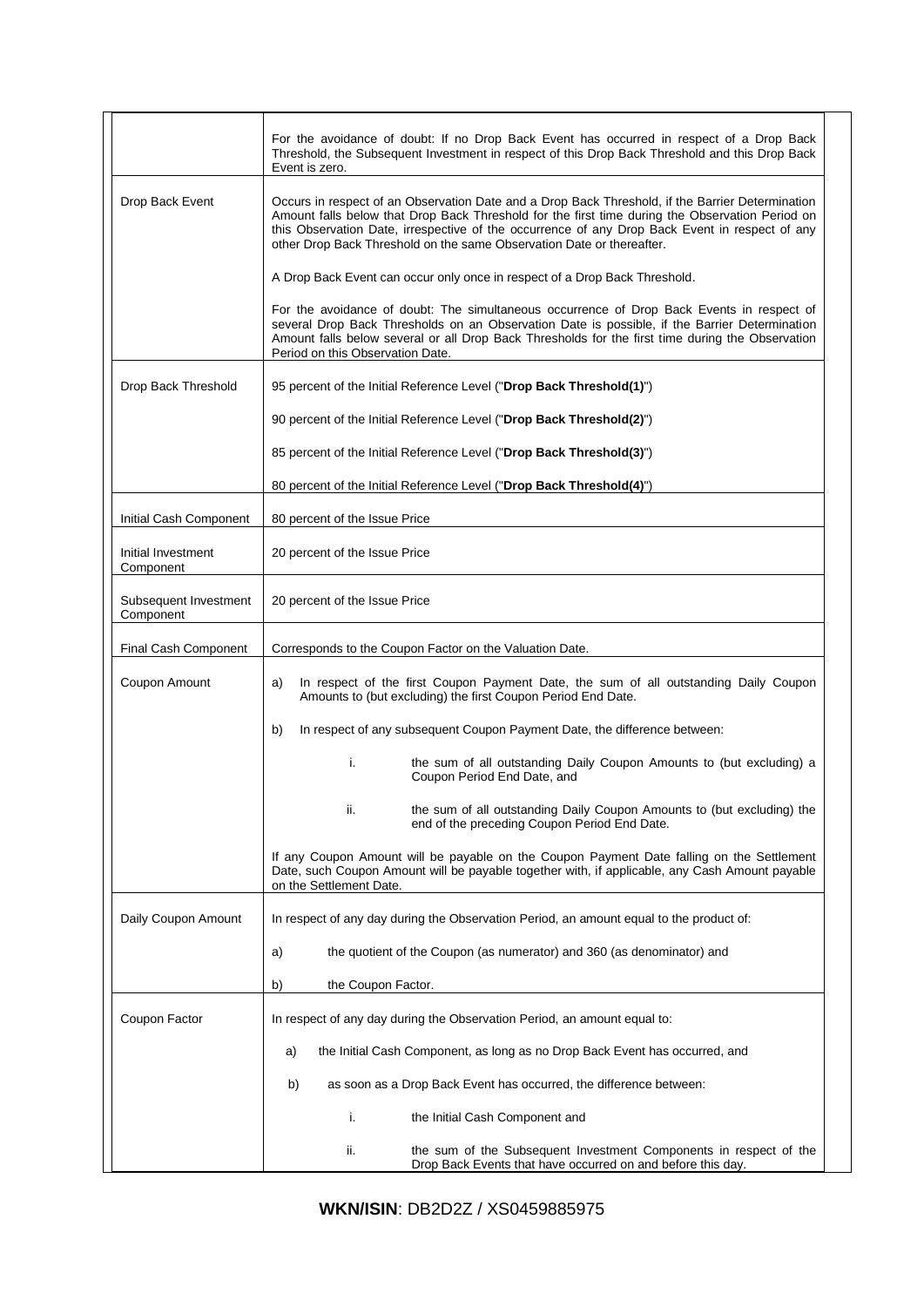| | |
|---|---|
| | For the avoidance of doubt: If no Drop Back Event has occurred in respect of a Drop Back Threshold, the Subsequent Investment in respect of this Drop Back Threshold and this Drop Back Event is zero. |
| Drop Back Event | Occurs in respect of an Observation Date and a Drop Back Threshold, if the Barrier Determination Amount falls below that Drop Back Threshold for the first time during the Observation Period on this Observation Date, irrespective of the occurrence of any Drop Back Event in respect of any other Drop Back Threshold on the same Observation Date or thereafter.<br><br>A Drop Back Event can occur only once in respect of a Drop Back Threshold.<br><br>For the avoidance of doubt: The simultaneous occurrence of Drop Back Events in respect of several Drop Back Thresholds on an Observation Date is possible, if the Barrier Determination Amount falls below several or all Drop Back Thresholds for the first time during the Observation Period on this Observation Date. |
| Drop Back Threshold | 95 percent of the Initial Reference Level ("**Drop Back Threshold(1)**")<br><br>90 percent of the Initial Reference Level ("**Drop Back Threshold(2)**")<br><br>85 percent of the Initial Reference Level ("**Drop Back Threshold(3)**")<br><br>80 percent of the Initial Reference Level ("**Drop Back Threshold(4)**") |
| Initial Cash Component | 80 percent of the Issue Price |
| Initial Investment Component | 20 percent of the Issue Price |
| Subsequent Investment Component | 20 percent of the Issue Price |
| Final Cash Component | Corresponds to the Coupon Factor on the Valuation Date. |
| Coupon Amount | a) In respect of the first Coupon Payment Date, the sum of all outstanding Daily Coupon Amounts to (but excluding) the first Coupon Period End Date.<br><br>b) In respect of any subsequent Coupon Payment Date, the difference between:<br><br>i. the sum of all outstanding Daily Coupon Amounts to (but excluding) a Coupon Period End Date, and<br><br>ii. the sum of all outstanding Daily Coupon Amounts to (but excluding) the end of the preceding Coupon Period End Date.<br><br>If any Coupon Amount will be payable on the Coupon Payment Date falling on the Settlement Date, such Coupon Amount will be payable together with, if applicable, any Cash Amount payable on the Settlement Date. |
| Daily Coupon Amount | In respect of any day during the Observation Period, an amount equal to the product of:<br><br>a) the quotient of the Coupon (as numerator) and 360 (as denominator) and<br><br>b) the Coupon Factor. |
| Coupon Factor | In respect of any day during the Observation Period, an amount equal to:<br><br>a) the Initial Cash Component, as long as no Drop Back Event has occurred, and<br><br>b) as soon as a Drop Back Event has occurred, the difference between:<br><br>i. the Initial Cash Component and<br><br>ii. the sum of the Subsequent Investment Components in respect of the Drop Back Events that have occurred on and before this day. |

**WKN/ISIN**: DB2D2Z / XS0459885975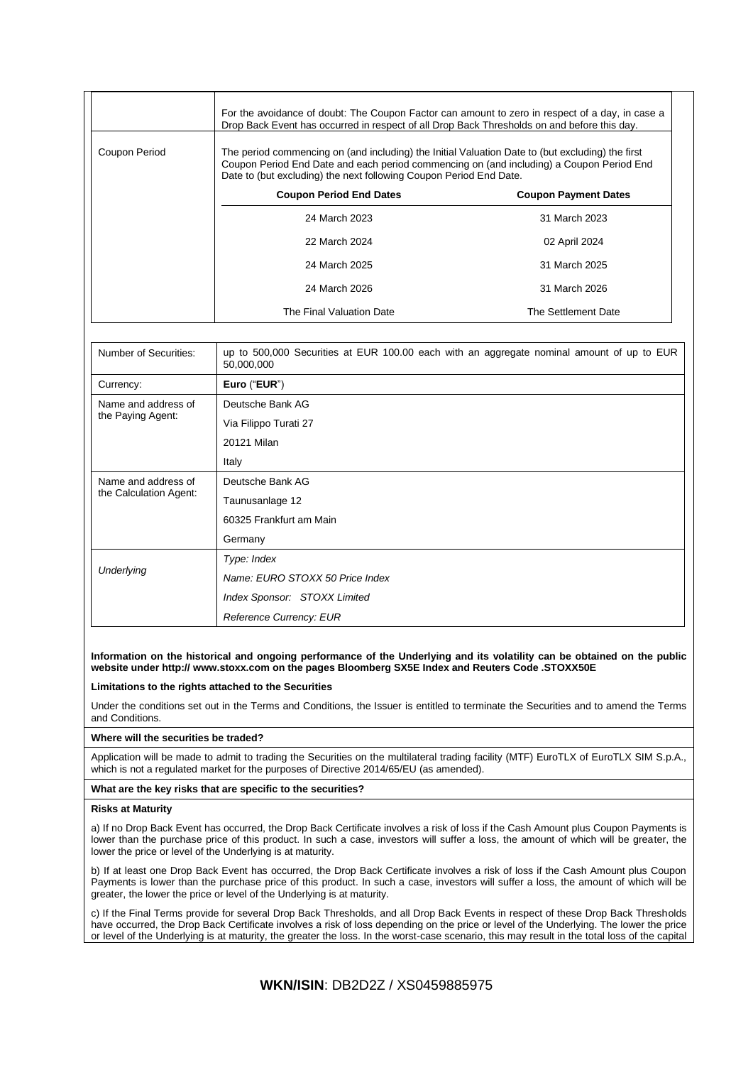| | |
|---|---|
| | For the avoidance of doubt: The Coupon Factor can amount to zero in respect of a day, in case a Drop Back Event has occurred in respect of all Drop Back Thresholds on and before this day. |
| Coupon Period | The period commencing on (and including) the Initial Valuation Date to (but excluding) the first Coupon Period End Date and each period commencing on (and including) a Coupon Period End Date to (but excluding) the next following Coupon Period End Date. |

| Coupon Period End Dates | Coupon Payment Dates |
|---|---|
| 24 March 2023 | 31 March 2023 |
| 22 March 2024 | 02 April 2024 |
| 24 March 2025 | 31 March 2025 |
| 24 March 2026 | 31 March 2026 |
| The Final Valuation Date | The Settlement Date |

| | |
|---|---|
| Number of Securities: | up to 500,000 Securities at EUR 100.00 each with an aggregate nominal amount of up to EUR 50,000,000 |
| Currency: | **Euro** ("**EUR**") |
| Name and address of the Paying Agent: | Deutsche Bank AG<br>Via Filippo Turati 27<br>20121 Milan<br>Italy |
| Name and address of the Calculation Agent: | Deutsche Bank AG<br>Taunusanlage 12<br>60325 Frankfurt am Main<br>Germany |
| *Underlying* | *Type: Index*<br>*Name: EURO STOXX 50 Price Index*<br>*Index Sponsor: STOXX Limited*<br>*Reference Currency: EUR* |

**Information on the historical and ongoing performance of the Underlying and its volatility can be obtained on the public website under http:// www.stoxx.com on the pages Bloomberg SX5E Index and Reuters Code .STOXX50E**

**Limitations to the rights attached to the Securities**

Under the conditions set out in the Terms and Conditions, the Issuer is entitled to terminate the Securities and to amend the Terms and Conditions.

**Where will the securities be traded?**

Application will be made to admit to trading the Securities on the multilateral trading facility (MTF) EuroTLX of EuroTLX SIM S.p.A., which is not a regulated market for the purposes of Directive 2014/65/EU (as amended).

**What are the key risks that are specific to the securities?**

**Risks at Maturity**

a) If no Drop Back Event has occurred, the Drop Back Certificate involves a risk of loss if the Cash Amount plus Coupon Payments is lower than the purchase price of this product. In such a case, investors will suffer a loss, the amount of which will be greater, the lower the price or level of the Underlying is at maturity.

b) If at least one Drop Back Event has occurred, the Drop Back Certificate involves a risk of loss if the Cash Amount plus Coupon Payments is lower than the purchase price of this product. In such a case, investors will suffer a loss, the amount of which will be greater, the lower the price or level of the Underlying is at maturity.

c) If the Final Terms provide for several Drop Back Thresholds, and all Drop Back Events in respect of these Drop Back Thresholds have occurred, the Drop Back Certificate involves a risk of loss depending on the price or level of the Underlying. The lower the price or level of the Underlying is at maturity, the greater the loss. In the worst-case scenario, this may result in the total loss of the capital

**WKN/ISIN**: DB2D2Z / XS0459885975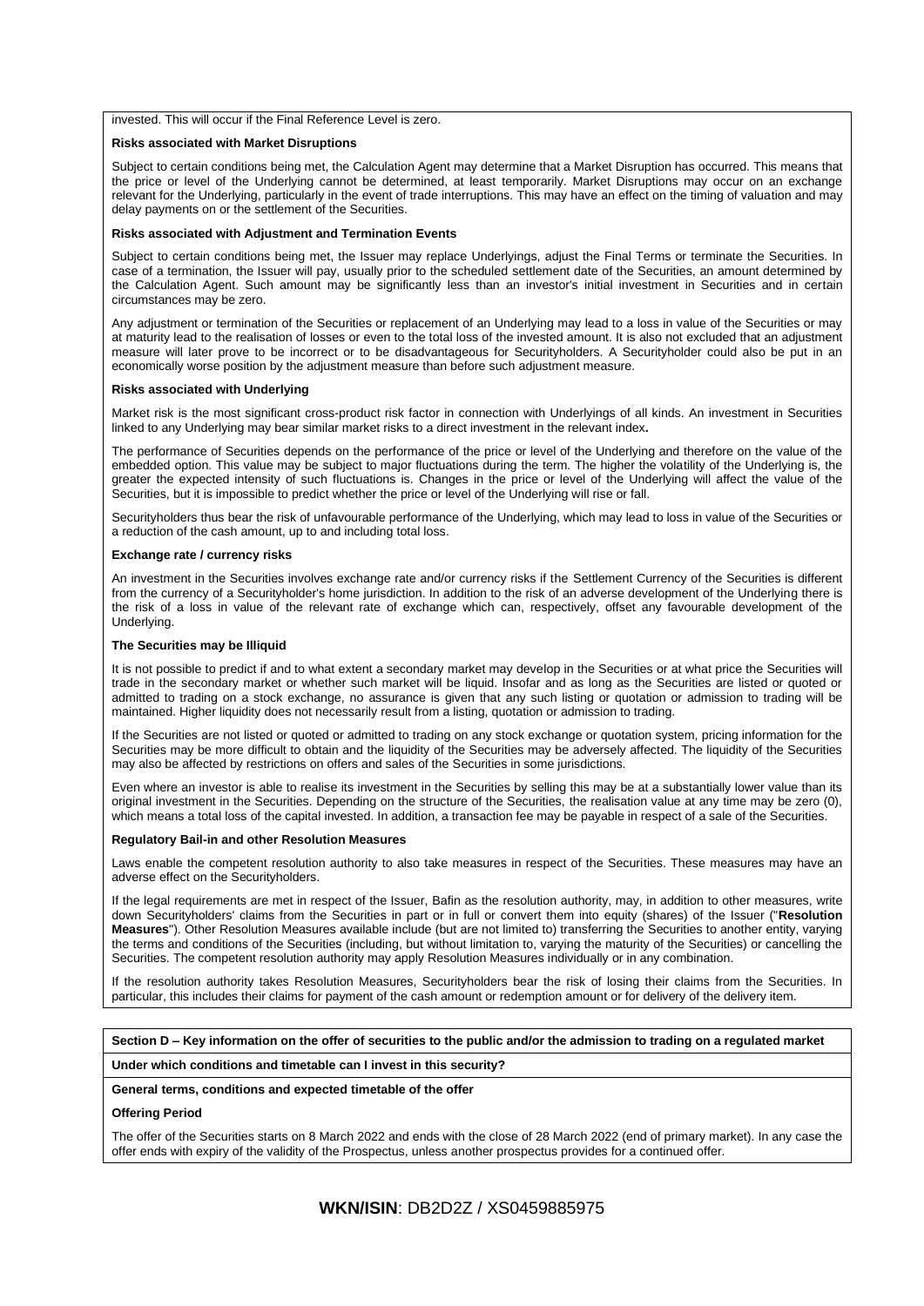invested. This will occur if the Final Reference Level is zero.

**Risks associated with Market Disruptions**

Subject to certain conditions being met, the Calculation Agent may determine that a Market Disruption has occurred. This means that the price or level of the Underlying cannot be determined, at least temporarily. Market Disruptions may occur on an exchange relevant for the Underlying, particularly in the event of trade interruptions. This may have an effect on the timing of valuation and may delay payments on or the settlement of the Securities.

**Risks associated with Adjustment and Termination Events**

Subject to certain conditions being met, the Issuer may replace Underlyings, adjust the Final Terms or terminate the Securities. In case of a termination, the Issuer will pay, usually prior to the scheduled settlement date of the Securities, an amount determined by the Calculation Agent. Such amount may be significantly less than an investor's initial investment in Securities and in certain circumstances may be zero.

Any adjustment or termination of the Securities or replacement of an Underlying may lead to a loss in value of the Securities or may at maturity lead to the realisation of losses or even to the total loss of the invested amount. It is also not excluded that an adjustment measure will later prove to be incorrect or to be disadvantageous for Securityholders. A Securityholder could also be put in an economically worse position by the adjustment measure than before such adjustment measure.

**Risks associated with Underlying**

Market risk is the most significant cross-product risk factor in connection with Underlyings of all kinds. An investment in Securities linked to any Underlying may bear similar market risks to a direct investment in the relevant index**.**

The performance of Securities depends on the performance of the price or level of the Underlying and therefore on the value of the embedded option. This value may be subject to major fluctuations during the term. The higher the volatility of the Underlying is, the greater the expected intensity of such fluctuations is. Changes in the price or level of the Underlying will affect the value of the Securities, but it is impossible to predict whether the price or level of the Underlying will rise or fall.

Securityholders thus bear the risk of unfavourable performance of the Underlying, which may lead to loss in value of the Securities or a reduction of the cash amount, up to and including total loss.

**Exchange rate / currency risks**

An investment in the Securities involves exchange rate and/or currency risks if the Settlement Currency of the Securities is different from the currency of a Securityholder's home jurisdiction. In addition to the risk of an adverse development of the Underlying there is the risk of a loss in value of the relevant rate of exchange which can, respectively, offset any favourable development of the Underlying.

**The Securities may be Illiquid**

It is not possible to predict if and to what extent a secondary market may develop in the Securities or at what price the Securities will trade in the secondary market or whether such market will be liquid. Insofar and as long as the Securities are listed or quoted or admitted to trading on a stock exchange, no assurance is given that any such listing or quotation or admission to trading will be maintained. Higher liquidity does not necessarily result from a listing, quotation or admission to trading.

If the Securities are not listed or quoted or admitted to trading on any stock exchange or quotation system, pricing information for the Securities may be more difficult to obtain and the liquidity of the Securities may be adversely affected. The liquidity of the Securities may also be affected by restrictions on offers and sales of the Securities in some jurisdictions.

Even where an investor is able to realise its investment in the Securities by selling this may be at a substantially lower value than its original investment in the Securities. Depending on the structure of the Securities, the realisation value at any time may be zero (0), which means a total loss of the capital invested. In addition, a transaction fee may be payable in respect of a sale of the Securities.

**Regulatory Bail-in and other Resolution Measures**

Laws enable the competent resolution authority to also take measures in respect of the Securities. These measures may have an adverse effect on the Securityholders.

If the legal requirements are met in respect of the Issuer, Bafin as the resolution authority, may, in addition to other measures, write down Securityholders' claims from the Securities in part or in full or convert them into equity (shares) of the Issuer ("**Resolution Measures**"). Other Resolution Measures available include (but are not limited to) transferring the Securities to another entity, varying the terms and conditions of the Securities (including, but without limitation to, varying the maturity of the Securities) or cancelling the Securities. The competent resolution authority may apply Resolution Measures individually or in any combination.

If the resolution authority takes Resolution Measures, Securityholders bear the risk of losing their claims from the Securities. In particular, this includes their claims for payment of the cash amount or redemption amount or for delivery of the delivery item.

**Section D – Key information on the offer of securities to the public and/or the admission to trading on a regulated market**

**Under which conditions and timetable can I invest in this security?**

**General terms, conditions and expected timetable of the offer**

**Offering Period**

The offer of the Securities starts on 8 March 2022 and ends with the close of 28 March 2022 (end of primary market). In any case the offer ends with expiry of the validity of the Prospectus, unless another prospectus provides for a continued offer.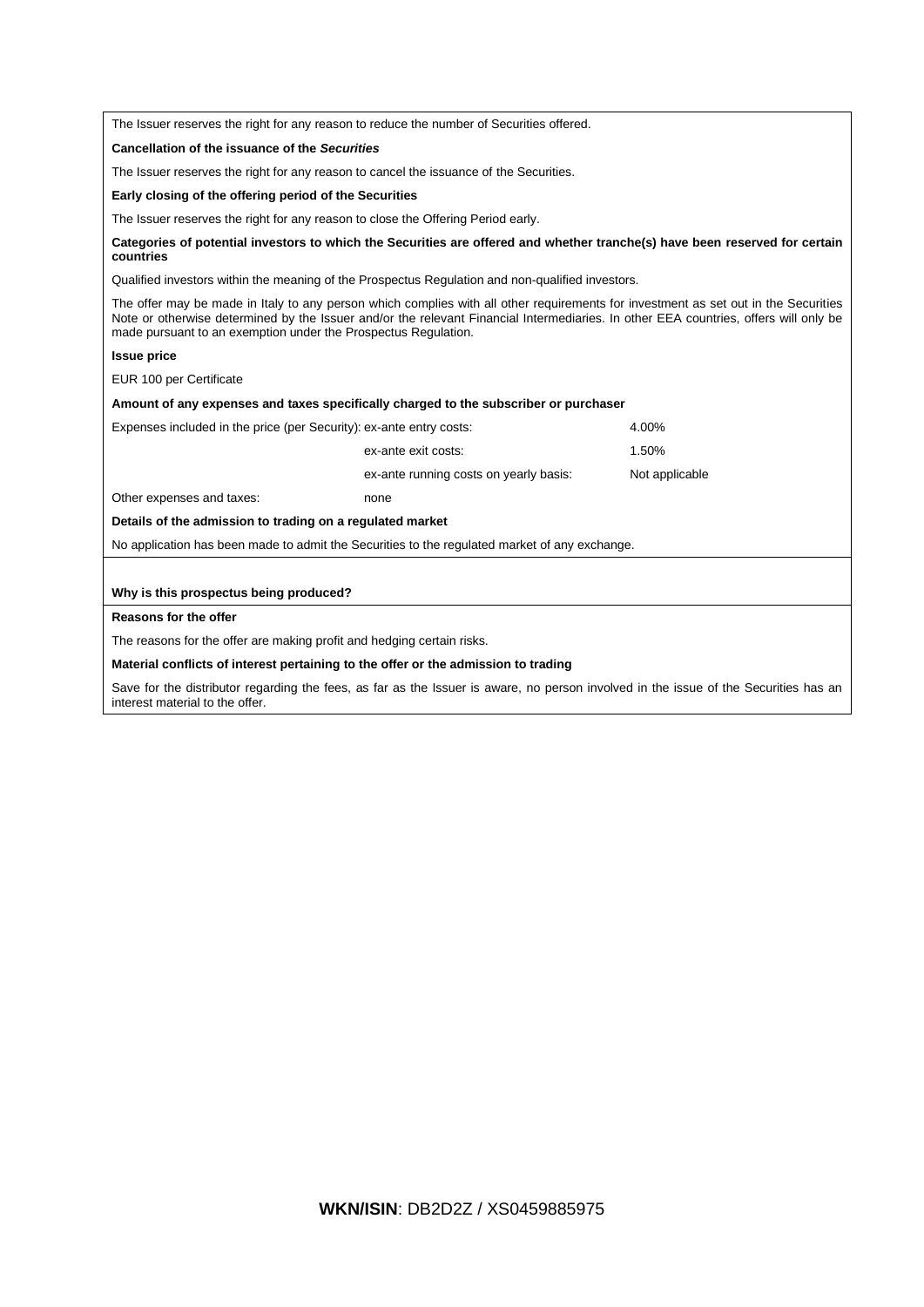The Issuer reserves the right for any reason to reduce the number of Securities offered.

**Cancellation of the issuance of the *Securities***

The Issuer reserves the right for any reason to cancel the issuance of the Securities.

**Early closing of the offering period of the Securities**

The Issuer reserves the right for any reason to close the Offering Period early.

**Categories of potential investors to which the Securities are offered and whether tranche(s) have been reserved for certain countries**

Qualified investors within the meaning of the Prospectus Regulation and non-qualified investors.

The offer may be made in Italy to any person which complies with all other requirements for investment as set out in the Securities Note or otherwise determined by the Issuer and/or the relevant Financial Intermediaries. In other EEA countries, offers will only be made pursuant to an exemption under the Prospectus Regulation.

**Issue price**

EUR 100 per Certificate

**Amount of any expenses and taxes specifically charged to the subscriber or purchaser**

| | | |
|---|---|---|
| Expenses included in the price (per Security): | ex-ante entry costs: | 4.00% |
| | ex-ante exit costs: | 1.50% |
| | ex-ante running costs on yearly basis: | Not applicable |
| Other expenses and taxes: | none | |

**Details of the admission to trading on a regulated market**

No application has been made to admit the Securities to the regulated market of any exchange.

**Why is this prospectus being produced?**

**Reasons for the offer**

The reasons for the offer are making profit and hedging certain risks.

**Material conflicts of interest pertaining to the offer or the admission to trading**

Save for the distributor regarding the fees, as far as the Issuer is aware, no person involved in the issue of the Securities has an interest material to the offer.

**WKN/ISIN**: DB2D2Z / XS0459885975